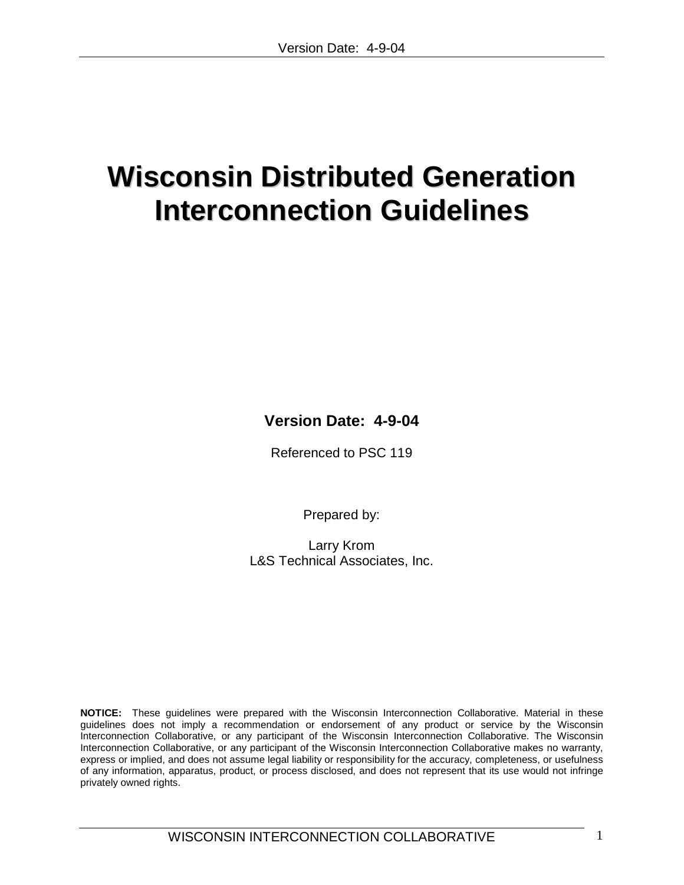# Wisconsin Distributed Generation Interconnection Guidelines

**Version Date: 4-9-04**

Referenced to PSC 119

Prepared by:

Larry Krom
L&S Technical Associates, Inc.

**NOTICE:** These guidelines were prepared with the Wisconsin Interconnection Collaborative. Material in these guidelines does not imply a recommendation or endorsement of any product or service by the Wisconsin Interconnection Collaborative, or any participant of the Wisconsin Interconnection Collaborative. The Wisconsin Interconnection Collaborative, or any participant of the Wisconsin Interconnection Collaborative makes no warranty, express or implied, and does not assume legal liability or responsibility for the accuracy, completeness, or usefulness of any information, apparatus, product, or process disclosed, and does not represent that its use would not infringe privately owned rights.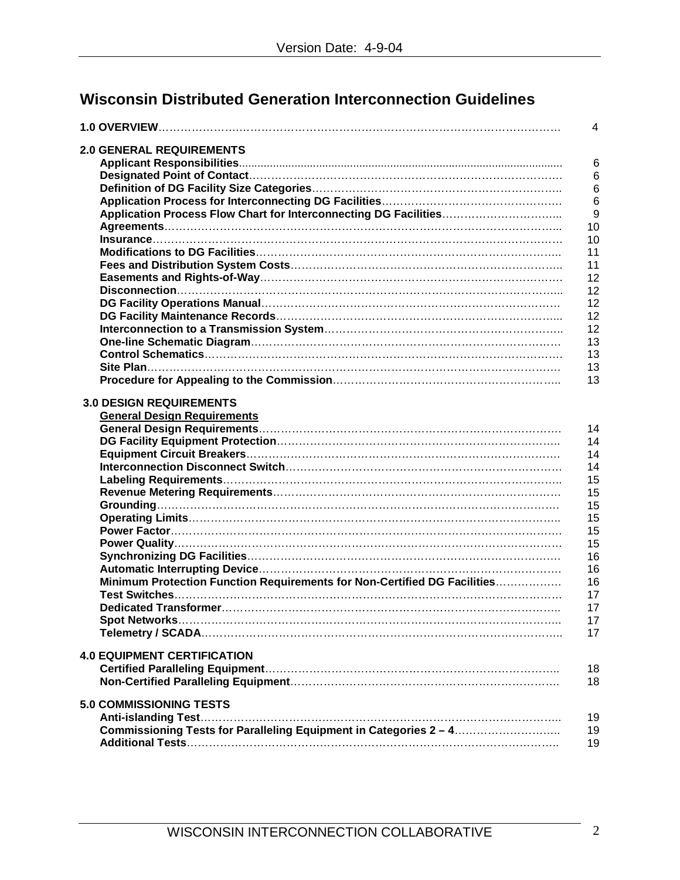# Wisconsin Distributed Generation Interconnection Guidelines

| | |
|---|---|
| **1.0 OVERVIEW** | 4 |
| **2.0 GENERAL REQUIREMENTS** | |
| **Applicant Responsibilities** | 6 |
| **Designated Point of Contact** | 6 |
| **Definition of DG Facility Size Categories** | 6 |
| **Application Process for Interconnecting DG Facilities** | 6 |
| **Application Process Flow Chart for Interconnecting DG Facilities** | 9 |
| **Agreements** | 10 |
| **Insurance** | 10 |
| **Modifications to DG Facilities** | 11 |
| **Fees and Distribution System Costs** | 11 |
| **Easements and Rights-of-Way** | 12 |
| **Disconnection** | 12 |
| **DG Facility Operations Manual** | 12 |
| **DG Facility Maintenance Records** | 12 |
| **Interconnection to a Transmission System** | 12 |
| **One-line Schematic Diagram** | 13 |
| **Control Schematics** | 13 |
| **Site Plan** | 13 |
| **Procedure for Appealing to the Commission** | 13 |
| **3.0 DESIGN REQUIREMENTS** | |
| **General Design Requirements** | |
| **General Design Requirements** | 14 |
| **DG Facility Equipment Protection** | 14 |
| **Equipment Circuit Breakers** | 14 |
| **Interconnection Disconnect Switch** | 14 |
| **Labeling Requirements** | 15 |
| **Revenue Metering Requirements** | 15 |
| **Grounding** | 15 |
| **Operating Limits** | 15 |
| **Power Factor** | 15 |
| **Power Quality** | 15 |
| **Synchronizing DG Facilities** | 16 |
| **Automatic Interrupting Device** | 16 |
| **Minimum Protection Function Requirements for Non-Certified DG Facilities** | 16 |
| **Test Switches** | 17 |
| **Dedicated Transformer** | 17 |
| **Spot Networks** | 17 |
| **Telemetry / SCADA** | 17 |
| **4.0 EQUIPMENT CERTIFICATION** | |
| **Certified Paralleling Equipment** | 18 |
| **Non-Certified Paralleling Equipment** | 18 |
| **5.0 COMMISSIONING TESTS** | |
| **Anti-islanding Test** | 19 |
| **Commissioning Tests for Paralleling Equipment in Categories 2 – 4** | 19 |
| **Additional Tests** | 19 |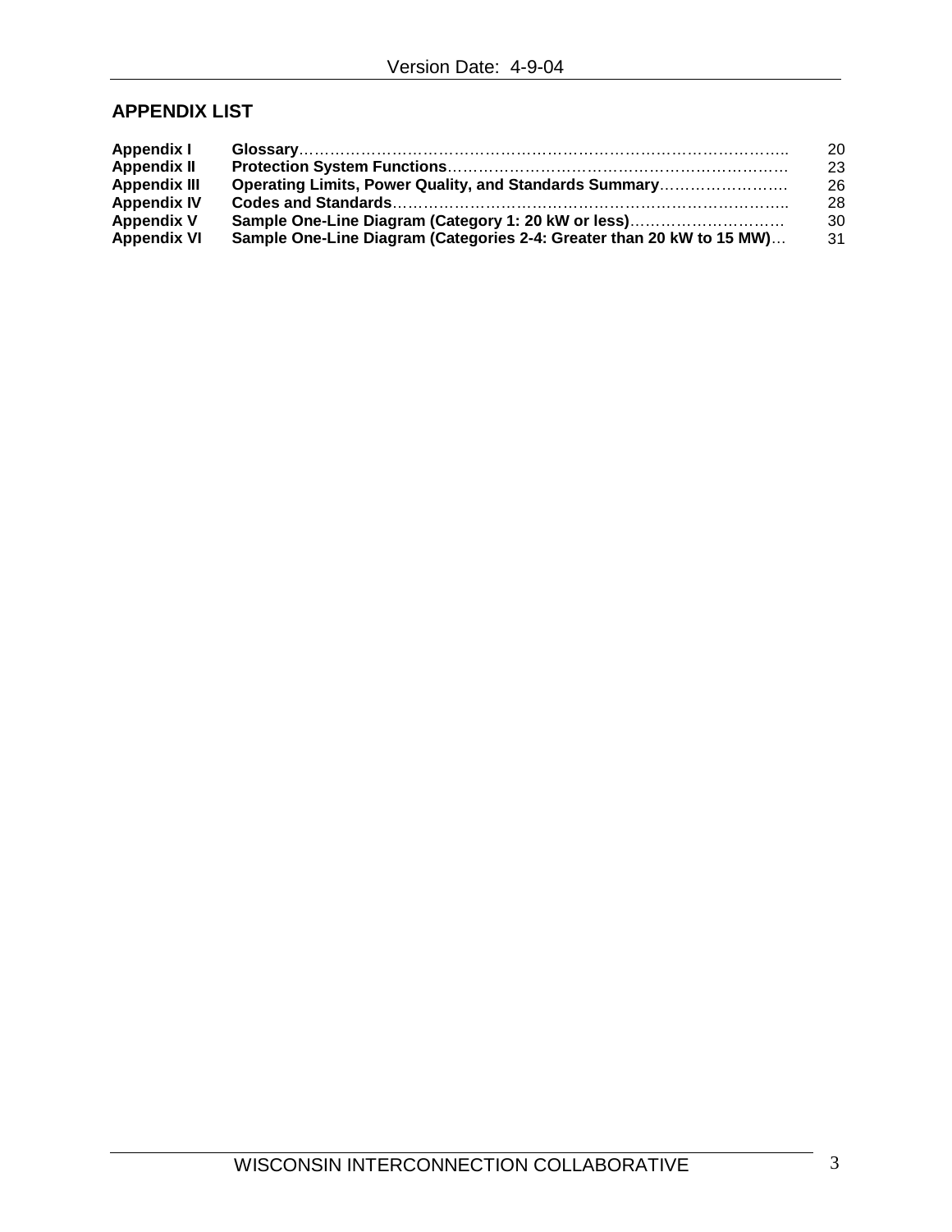## APPENDIX LIST

| | | |
|---|---|---|
| **Appendix I** | **Glossary**…………………………………………………………………………….. | 20 |
| **Appendix II** | **Protection System Functions**…………………………………………………………. | 23 |
| **Appendix III** | **Operating Limits, Power Quality, and Standards Summary**……………………. | 26 |
| **Appendix IV** | **Codes and Standards**……………………………………………………………….. | 28 |
| **Appendix V** | **Sample One-Line Diagram (Category 1: 20 kW or less)**………………………… | 30 |
| **Appendix VI** | **Sample One-Line Diagram (Categories 2-4: Greater than 20 kW to 15 MW)**… | 31 |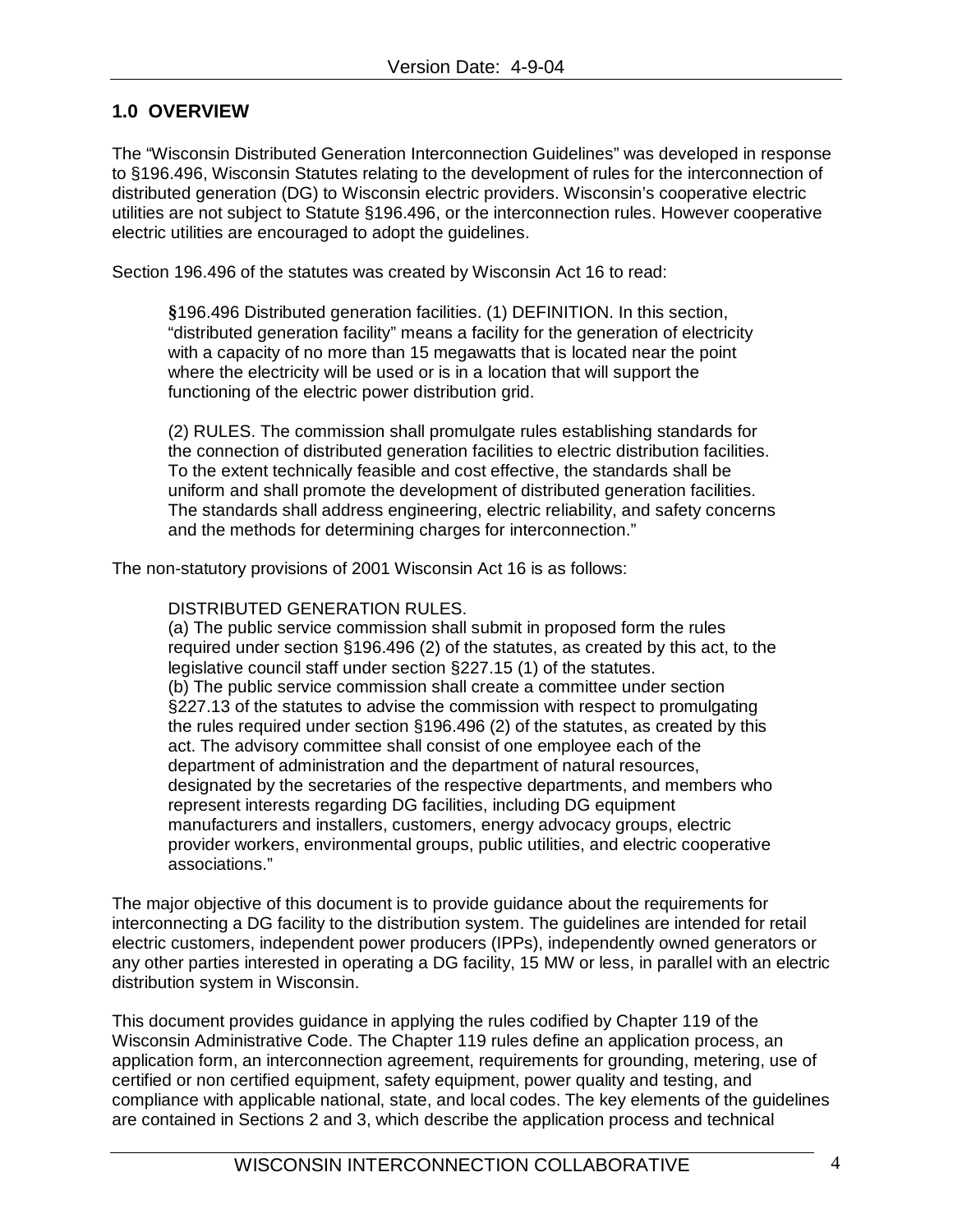## 1.0 OVERVIEW

The "Wisconsin Distributed Generation Interconnection Guidelines" was developed in response to §196.496, Wisconsin Statutes relating to the development of rules for the interconnection of distributed generation (DG) to Wisconsin electric providers. Wisconsin's cooperative electric utilities are not subject to Statute §196.496, or the interconnection rules. However cooperative electric utilities are encouraged to adopt the guidelines.

Section 196.496 of the statutes was created by Wisconsin Act 16 to read:

> **§**196.496 Distributed generation facilities. (1) DEFINITION. In this section, "distributed generation facility" means a facility for the generation of electricity with a capacity of no more than 15 megawatts that is located near the point where the electricity will be used or is in a location that will support the functioning of the electric power distribution grid.
>
> (2) RULES. The commission shall promulgate rules establishing standards for the connection of distributed generation facilities to electric distribution facilities. To the extent technically feasible and cost effective, the standards shall be uniform and shall promote the development of distributed generation facilities. The standards shall address engineering, electric reliability, and safety concerns and the methods for determining charges for interconnection."

The non-statutory provisions of 2001 Wisconsin Act 16 is as follows:

> DISTRIBUTED GENERATION RULES.
> (a) The public service commission shall submit in proposed form the rules required under section §196.496 (2) of the statutes, as created by this act, to the legislative council staff under section §227.15 (1) of the statutes.
> (b) The public service commission shall create a committee under section §227.13 of the statutes to advise the commission with respect to promulgating the rules required under section §196.496 (2) of the statutes, as created by this act. The advisory committee shall consist of one employee each of the department of administration and the department of natural resources, designated by the secretaries of the respective departments, and members who represent interests regarding DG facilities, including DG equipment manufacturers and installers, customers, energy advocacy groups, electric provider workers, environmental groups, public utilities, and electric cooperative associations."

The major objective of this document is to provide guidance about the requirements for interconnecting a DG facility to the distribution system. The guidelines are intended for retail electric customers, independent power producers (IPPs), independently owned generators or any other parties interested in operating a DG facility, 15 MW or less, in parallel with an electric distribution system in Wisconsin.

This document provides guidance in applying the rules codified by Chapter 119 of the Wisconsin Administrative Code. The Chapter 119 rules define an application process, an application form, an interconnection agreement, requirements for grounding, metering, use of certified or non certified equipment, safety equipment, power quality and testing, and compliance with applicable national, state, and local codes. The key elements of the guidelines are contained in Sections 2 and 3, which describe the application process and technical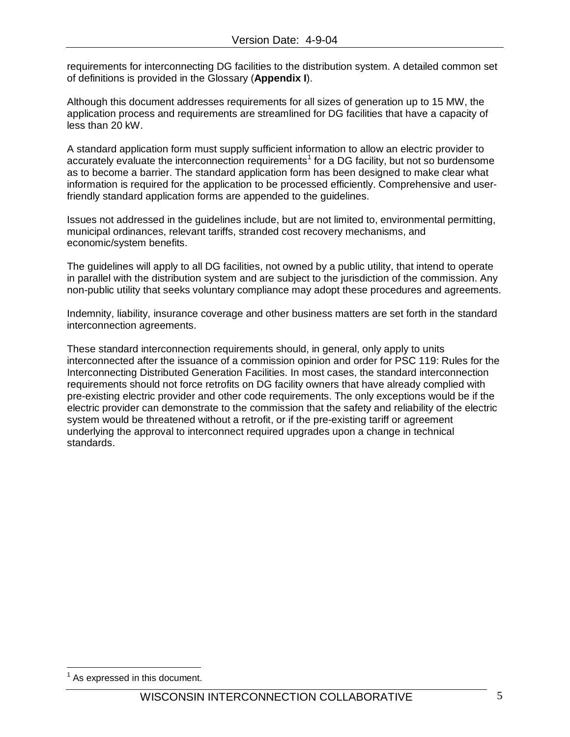requirements for interconnecting DG facilities to the distribution system. A detailed common set of definitions is provided in the Glossary (**Appendix I**).

Although this document addresses requirements for all sizes of generation up to 15 MW, the application process and requirements are streamlined for DG facilities that have a capacity of less than 20 kW.

A standard application form must supply sufficient information to allow an electric provider to accurately evaluate the interconnection requirements[1] for a DG facility, but not so burdensome as to become a barrier. The standard application form has been designed to make clear what information is required for the application to be processed efficiently. Comprehensive and user-friendly standard application forms are appended to the guidelines.

Issues not addressed in the guidelines include, but are not limited to, environmental permitting, municipal ordinances, relevant tariffs, stranded cost recovery mechanisms, and economic/system benefits.

The guidelines will apply to all DG facilities, not owned by a public utility, that intend to operate in parallel with the distribution system and are subject to the jurisdiction of the commission. Any non-public utility that seeks voluntary compliance may adopt these procedures and agreements.

Indemnity, liability, insurance coverage and other business matters are set forth in the standard interconnection agreements.

These standard interconnection requirements should, in general, only apply to units interconnected after the issuance of a commission opinion and order for PSC 119: Rules for the Interconnecting Distributed Generation Facilities. In most cases, the standard interconnection requirements should not force retrofits on DG facility owners that have already complied with pre-existing electric provider and other code requirements. The only exceptions would be if the electric provider can demonstrate to the commission that the safety and reliability of the electric system would be threatened without a retrofit, or if the pre-existing tariff or agreement underlying the approval to interconnect required upgrades upon a change in technical standards.

[1] As expressed in this document.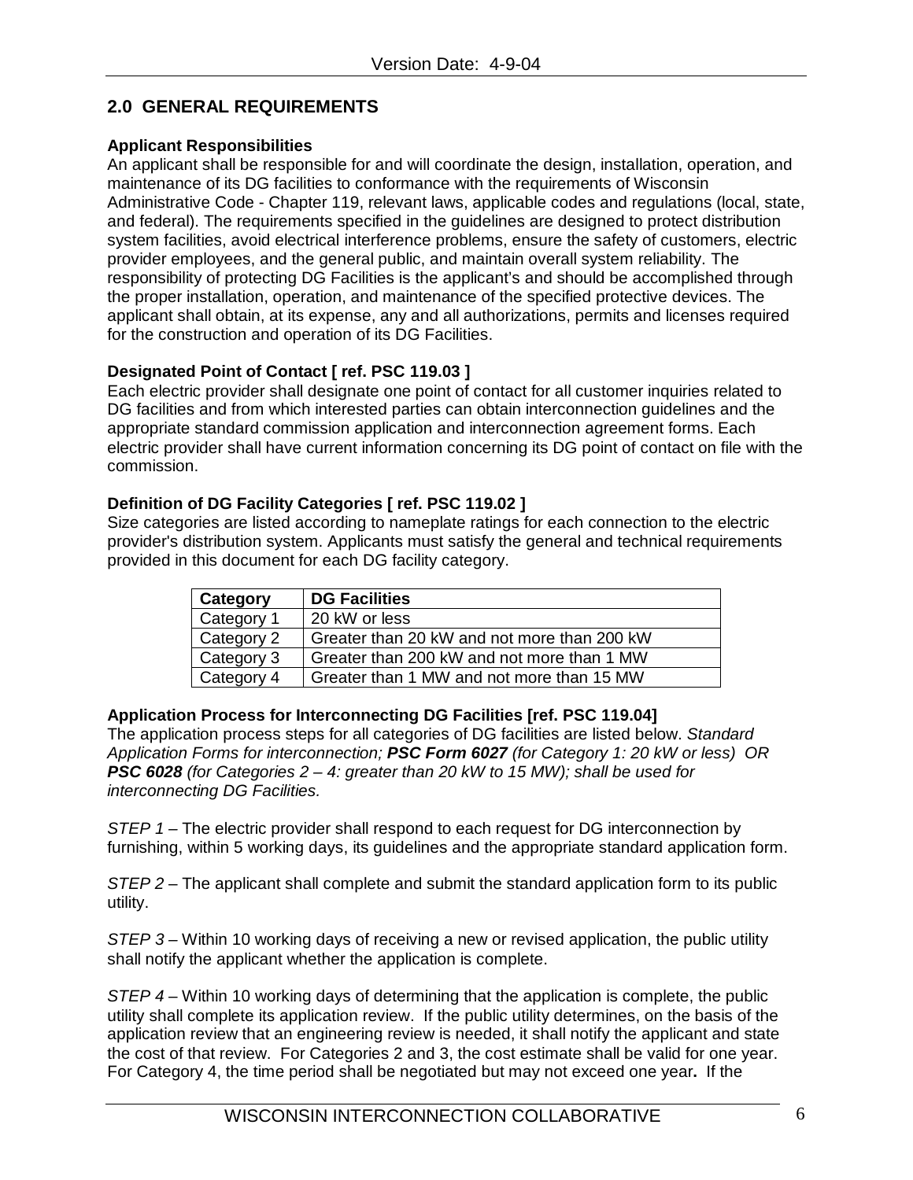## 2.0 GENERAL REQUIREMENTS

**Applicant Responsibilities**

An applicant shall be responsible for and will coordinate the design, installation, operation, and maintenance of its DG facilities to conformance with the requirements of Wisconsin Administrative Code - Chapter 119, relevant laws, applicable codes and regulations (local, state, and federal). The requirements specified in the guidelines are designed to protect distribution system facilities, avoid electrical interference problems, ensure the safety of customers, electric provider employees, and the general public, and maintain overall system reliability. The responsibility of protecting DG Facilities is the applicant's and should be accomplished through the proper installation, operation, and maintenance of the specified protective devices. The applicant shall obtain, at its expense, any and all authorizations, permits and licenses required for the construction and operation of its DG Facilities.

**Designated Point of Contact [ ref. PSC 119.03 ]**

Each electric provider shall designate one point of contact for all customer inquiries related to DG facilities and from which interested parties can obtain interconnection guidelines and the appropriate standard commission application and interconnection agreement forms. Each electric provider shall have current information concerning its DG point of contact on file with the commission.

**Definition of DG Facility Categories [ ref. PSC 119.02 ]**

Size categories are listed according to nameplate ratings for each connection to the electric provider's distribution system. Applicants must satisfy the general and technical requirements provided in this document for each DG facility category.

| Category | DG Facilities |
|---|---|
| Category 1 | 20 kW or less |
| Category 2 | Greater than 20 kW and not more than 200 kW |
| Category 3 | Greater than 200 kW and not more than 1 MW |
| Category 4 | Greater than 1 MW and not more than 15 MW |

**Application Process for Interconnecting DG Facilities [ref. PSC 119.04]**

The application process steps for all categories of DG facilities are listed below. *Standard Application Forms for interconnection;* ***PSC Form 6027*** *(for Category 1: 20 kW or less) OR* ***PSC 6028*** *(for Categories 2 – 4: greater than 20 kW to 15 MW); shall be used for interconnecting DG Facilities.*

*STEP 1* – The electric provider shall respond to each request for DG interconnection by furnishing, within 5 working days, its guidelines and the appropriate standard application form.

*STEP 2* – The applicant shall complete and submit the standard application form to its public utility.

*STEP 3* – Within 10 working days of receiving a new or revised application, the public utility shall notify the applicant whether the application is complete.

*STEP 4* – Within 10 working days of determining that the application is complete, the public utility shall complete its application review. If the public utility determines, on the basis of the application review that an engineering review is needed, it shall notify the applicant and state the cost of that review. For Categories 2 and 3, the cost estimate shall be valid for one year. For Category 4, the time period shall be negotiated but may not exceed one year**.** If the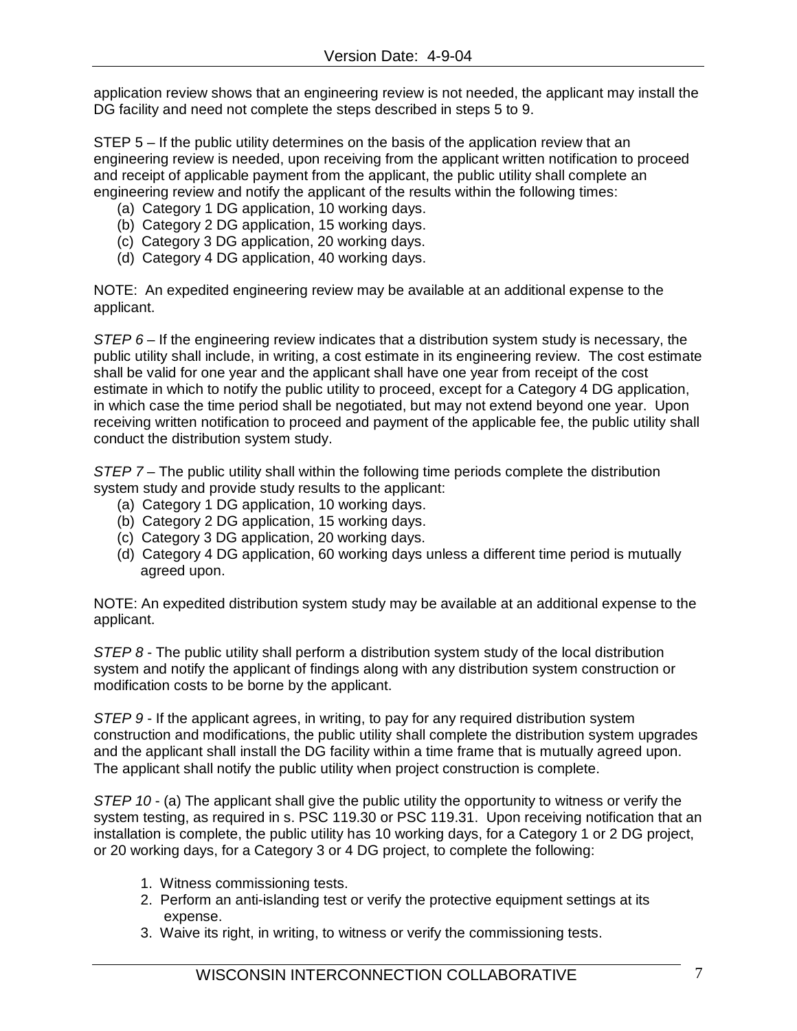application review shows that an engineering review is not needed, the applicant may install the DG facility and need not complete the steps described in steps 5 to 9.

STEP 5 – If the public utility determines on the basis of the application review that an engineering review is needed, upon receiving from the applicant written notification to proceed and receipt of applicable payment from the applicant, the public utility shall complete an engineering review and notify the applicant of the results within the following times:

(a) Category 1 DG application, 10 working days.
(b) Category 2 DG application, 15 working days.
(c) Category 3 DG application, 20 working days.
(d) Category 4 DG application, 40 working days.

NOTE: An expedited engineering review may be available at an additional expense to the applicant.

*STEP 6* – If the engineering review indicates that a distribution system study is necessary, the public utility shall include, in writing, a cost estimate in its engineering review. The cost estimate shall be valid for one year and the applicant shall have one year from receipt of the cost estimate in which to notify the public utility to proceed, except for a Category 4 DG application, in which case the time period shall be negotiated, but may not extend beyond one year. Upon receiving written notification to proceed and payment of the applicable fee, the public utility shall conduct the distribution system study.

*STEP 7* – The public utility shall within the following time periods complete the distribution system study and provide study results to the applicant:

(a) Category 1 DG application, 10 working days.
(b) Category 2 DG application, 15 working days.
(c) Category 3 DG application, 20 working days.
(d) Category 4 DG application, 60 working days unless a different time period is mutually agreed upon.

NOTE: An expedited distribution system study may be available at an additional expense to the applicant.

*STEP 8* - The public utility shall perform a distribution system study of the local distribution system and notify the applicant of findings along with any distribution system construction or modification costs to be borne by the applicant.

*STEP 9* - If the applicant agrees, in writing, to pay for any required distribution system construction and modifications, the public utility shall complete the distribution system upgrades and the applicant shall install the DG facility within a time frame that is mutually agreed upon. The applicant shall notify the public utility when project construction is complete.

*STEP 10* - (a) The applicant shall give the public utility the opportunity to witness or verify the system testing, as required in s. PSC 119.30 or PSC 119.31. Upon receiving notification that an installation is complete, the public utility has 10 working days, for a Category 1 or 2 DG project, or 20 working days, for a Category 3 or 4 DG project, to complete the following:

1. Witness commissioning tests.
2. Perform an anti-islanding test or verify the protective equipment settings at its expense.
3. Waive its right, in writing, to witness or verify the commissioning tests.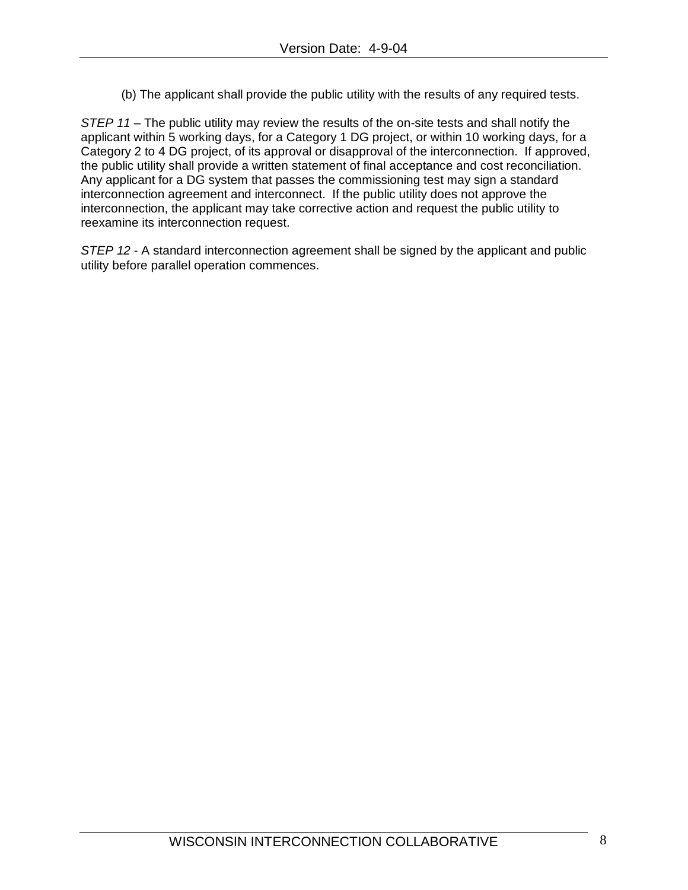(b) The applicant shall provide the public utility with the results of any required tests.

*STEP 11* – The public utility may review the results of the on-site tests and shall notify the applicant within 5 working days, for a Category 1 DG project, or within 10 working days, for a Category 2 to 4 DG project, of its approval or disapproval of the interconnection. If approved, the public utility shall provide a written statement of final acceptance and cost reconciliation. Any applicant for a DG system that passes the commissioning test may sign a standard interconnection agreement and interconnect. If the public utility does not approve the interconnection, the applicant may take corrective action and request the public utility to reexamine its interconnection request.

*STEP 12* - A standard interconnection agreement shall be signed by the applicant and public utility before parallel operation commences.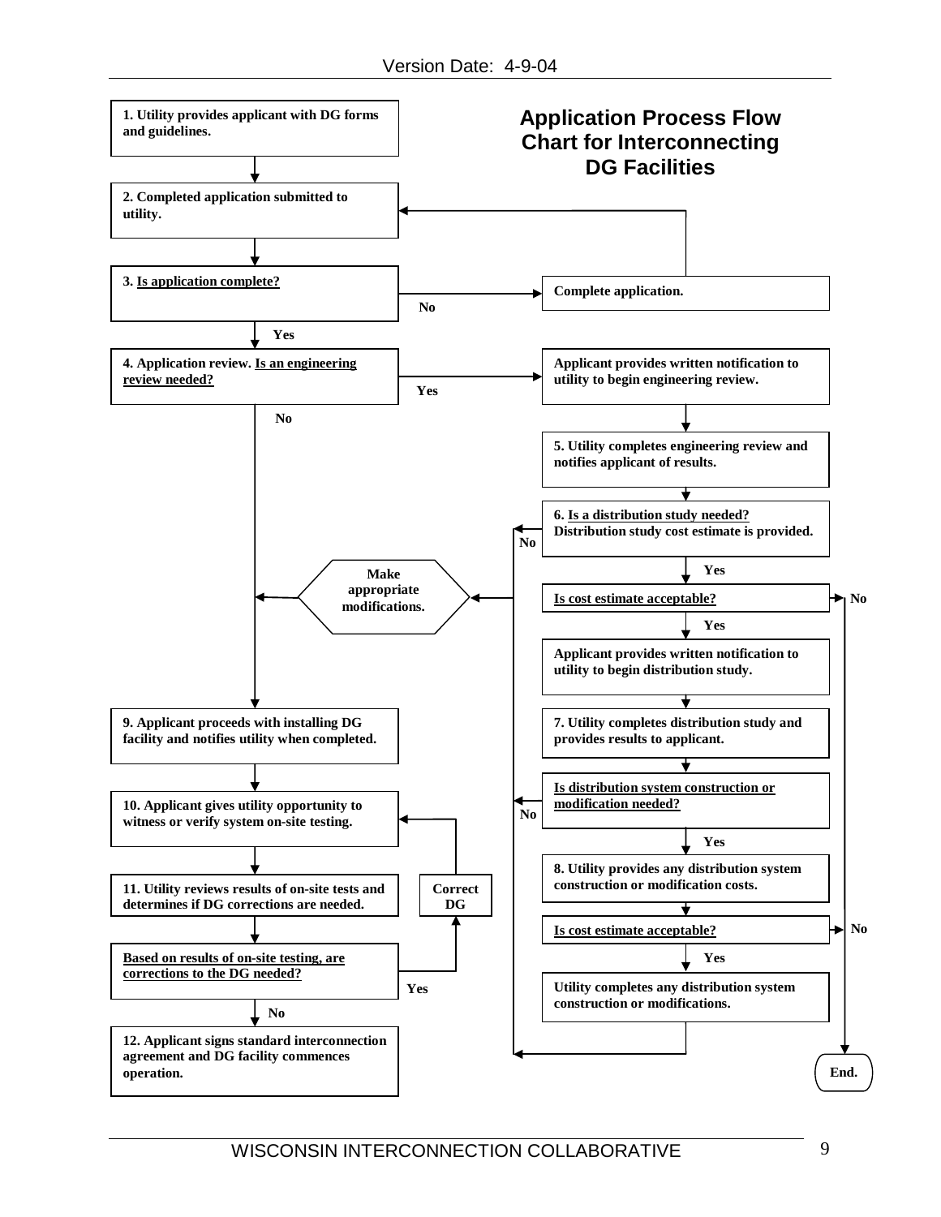## Application Process Flow Chart for Interconnecting DG Facilities

**1. Utility provides applicant with DG forms and guidelines.**

**2. Completed application submitted to utility.**

**3. Is application complete?**
- No → **Complete application.** → return to step 2
- Yes → step 4

**4. Application review. Is an engineering review needed?**
- No → step 9
- Yes → **Applicant provides written notification to utility to begin engineering review.**

**5. Utility completes engineering review and notifies applicant of results.**

**6. Is a distribution study needed? Distribution study cost estimate is provided.**
- No → **Make appropriate modifications.** → step 9
- Yes → **Is cost estimate acceptable?**
  - No → **End.**
  - Yes → **Applicant provides written notification to utility to begin distribution study.**

**7. Utility completes distribution study and provides results to applicant.**

**Is distribution system construction or modification needed?**
- No → **Make appropriate modifications.** → step 9
- Yes → step 8

**8. Utility provides any distribution system construction or modification costs.**

**Is cost estimate acceptable?**
- No → **End.**
- Yes → **Utility completes any distribution system construction or modifications.** → **Make appropriate modifications.** → step 9

**9. Applicant proceeds with installing DG facility and notifies utility when completed.**

**10. Applicant gives utility opportunity to witness or verify system on-site testing.**

**11. Utility reviews results of on-site tests and determines if DG corrections are needed.**

**Based on results of on-site testing, are corrections to the DG needed?**
- Yes → **Correct DG** → return to step 10
- No → step 12

**12. Applicant signs standard interconnection agreement and DG facility commences operation.**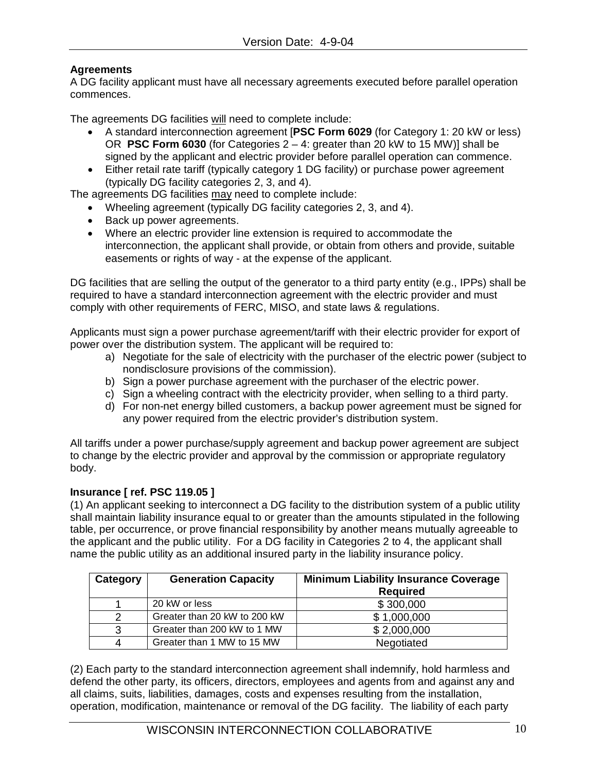### Agreements

A DG facility applicant must have all necessary agreements executed before parallel operation commences.

The agreements DG facilities will need to complete include:

- A standard interconnection agreement [**PSC Form 6029** (for Category 1: 20 kW or less) OR **PSC Form 6030** (for Categories 2 – 4: greater than 20 kW to 15 MW)] shall be signed by the applicant and electric provider before parallel operation can commence.
- Either retail rate tariff (typically category 1 DG facility) or purchase power agreement (typically DG facility categories 2, 3, and 4).

The agreements DG facilities may need to complete include:

- Wheeling agreement (typically DG facility categories 2, 3, and 4).
- Back up power agreements.
- Where an electric provider line extension is required to accommodate the interconnection, the applicant shall provide, or obtain from others and provide, suitable easements or rights of way - at the expense of the applicant.

DG facilities that are selling the output of the generator to a third party entity (e.g., IPPs) shall be required to have a standard interconnection agreement with the electric provider and must comply with other requirements of FERC, MISO, and state laws & regulations.

Applicants must sign a power purchase agreement/tariff with their electric provider for export of power over the distribution system. The applicant will be required to:

a) Negotiate for the sale of electricity with the purchaser of the electric power (subject to nondisclosure provisions of the commission).
b) Sign a power purchase agreement with the purchaser of the electric power.
c) Sign a wheeling contract with the electricity provider, when selling to a third party.
d) For non-net energy billed customers, a backup power agreement must be signed for any power required from the electric provider's distribution system.

All tariffs under a power purchase/supply agreement and backup power agreement are subject to change by the electric provider and approval by the commission or appropriate regulatory body.

### Insurance [ ref. PSC 119.05 ]

(1) An applicant seeking to interconnect a DG facility to the distribution system of a public utility shall maintain liability insurance equal to or greater than the amounts stipulated in the following table, per occurrence, or prove financial responsibility by another means mutually agreeable to the applicant and the public utility. For a DG facility in Categories 2 to 4, the applicant shall name the public utility as an additional insured party in the liability insurance policy.

| Category | Generation Capacity | Minimum Liability Insurance Coverage Required |
|---|---|---|
| 1 | 20 kW or less | $ 300,000 |
| 2 | Greater than 20 kW to 200 kW | $ 1,000,000 |
| 3 | Greater than 200 kW to 1 MW | $ 2,000,000 |
| 4 | Greater than 1 MW to 15 MW | Negotiated |

(2) Each party to the standard interconnection agreement shall indemnify, hold harmless and defend the other party, its officers, directors, employees and agents from and against any and all claims, suits, liabilities, damages, costs and expenses resulting from the installation, operation, modification, maintenance or removal of the DG facility. The liability of each party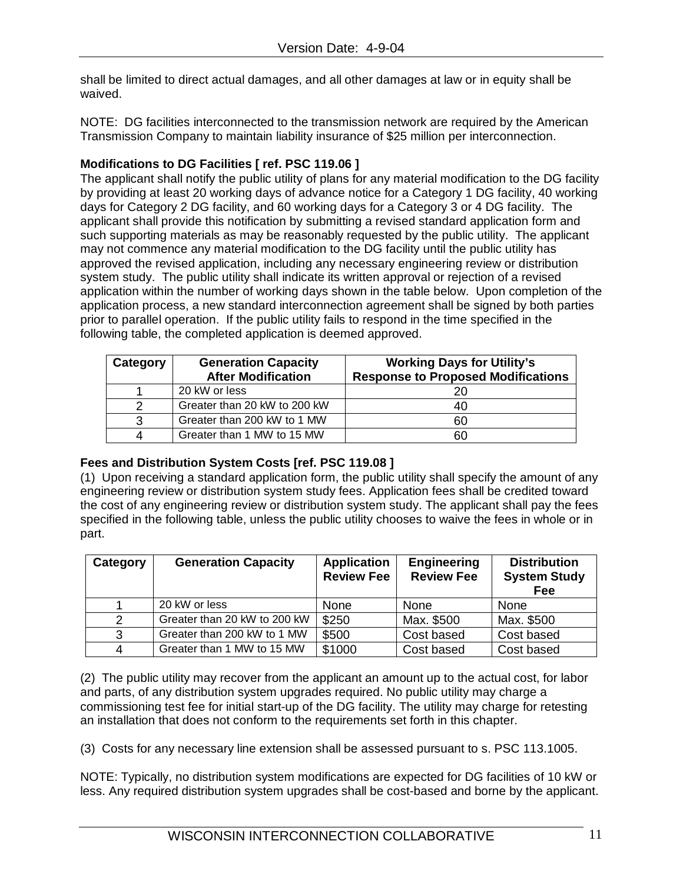shall be limited to direct actual damages, and all other damages at law or in equity shall be waived.

NOTE: DG facilities interconnected to the transmission network are required by the American Transmission Company to maintain liability insurance of $25 million per interconnection.

**Modifications to DG Facilities [ ref. PSC 119.06 ]**

The applicant shall notify the public utility of plans for any material modification to the DG facility by providing at least 20 working days of advance notice for a Category 1 DG facility, 40 working days for Category 2 DG facility, and 60 working days for a Category 3 or 4 DG facility. The applicant shall provide this notification by submitting a revised standard application form and such supporting materials as may be reasonably requested by the public utility. The applicant may not commence any material modification to the DG facility until the public utility has approved the revised application, including any necessary engineering review or distribution system study. The public utility shall indicate its written approval or rejection of a revised application within the number of working days shown in the table below. Upon completion of the application process, a new standard interconnection agreement shall be signed by both parties prior to parallel operation. If the public utility fails to respond in the time specified in the following table, the completed application is deemed approved.

| Category | Generation Capacity After Modification | Working Days for Utility's Response to Proposed Modifications |
|---|---|---|
| 1 | 20 kW or less | 20 |
| 2 | Greater than 20 kW to 200 kW | 40 |
| 3 | Greater than 200 kW to 1 MW | 60 |
| 4 | Greater than 1 MW to 15 MW | 60 |

**Fees and Distribution System Costs [ref. PSC 119.08 ]**

(1) Upon receiving a standard application form, the public utility shall specify the amount of any engineering review or distribution system study fees. Application fees shall be credited toward the cost of any engineering review or distribution system study. The applicant shall pay the fees specified in the following table, unless the public utility chooses to waive the fees in whole or in part.

| Category | Generation Capacity | Application Review Fee | Engineering Review Fee | Distribution System Study Fee |
|---|---|---|---|---|
| 1 | 20 kW or less | None | None | None |
| 2 | Greater than 20 kW to 200 kW | $250 | Max. $500 | Max. $500 |
| 3 | Greater than 200 kW to 1 MW | $500 | Cost based | Cost based |
| 4 | Greater than 1 MW to 15 MW | $1000 | Cost based | Cost based |

(2) The public utility may recover from the applicant an amount up to the actual cost, for labor and parts, of any distribution system upgrades required. No public utility may charge a commissioning test fee for initial start-up of the DG facility. The utility may charge for retesting an installation that does not conform to the requirements set forth in this chapter.

(3) Costs for any necessary line extension shall be assessed pursuant to s. PSC 113.1005.

NOTE: Typically, no distribution system modifications are expected for DG facilities of 10 kW or less. Any required distribution system upgrades shall be cost-based and borne by the applicant.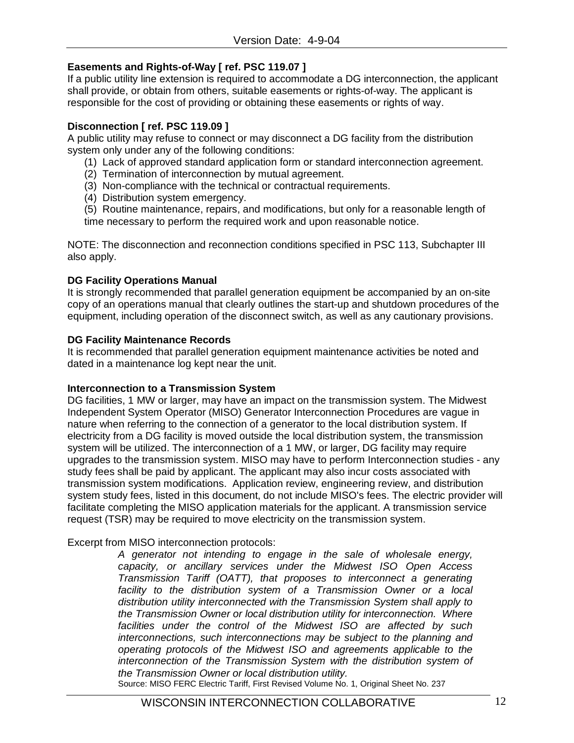**Easements and Rights-of-Way [ ref. PSC 119.07 ]**
If a public utility line extension is required to accommodate a DG interconnection, the applicant shall provide, or obtain from others, suitable easements or rights-of-way. The applicant is responsible for the cost of providing or obtaining these easements or rights of way.

**Disconnection [ ref. PSC 119.09 ]**
A public utility may refuse to connect or may disconnect a DG facility from the distribution system only under any of the following conditions:

(1) Lack of approved standard application form or standard interconnection agreement.
(2) Termination of interconnection by mutual agreement.
(3) Non-compliance with the technical or contractual requirements.
(4) Distribution system emergency.
(5) Routine maintenance, repairs, and modifications, but only for a reasonable length of time necessary to perform the required work and upon reasonable notice.

NOTE: The disconnection and reconnection conditions specified in PSC 113, Subchapter III also apply.

**DG Facility Operations Manual**
It is strongly recommended that parallel generation equipment be accompanied by an on-site copy of an operations manual that clearly outlines the start-up and shutdown procedures of the equipment, including operation of the disconnect switch, as well as any cautionary provisions.

**DG Facility Maintenance Records**
It is recommended that parallel generation equipment maintenance activities be noted and dated in a maintenance log kept near the unit.

**Interconnection to a Transmission System**
DG facilities, 1 MW or larger, may have an impact on the transmission system. The Midwest Independent System Operator (MISO) Generator Interconnection Procedures are vague in nature when referring to the connection of a generator to the local distribution system. If electricity from a DG facility is moved outside the local distribution system, the transmission system will be utilized. The interconnection of a 1 MW, or larger, DG facility may require upgrades to the transmission system. MISO may have to perform Interconnection studies - any study fees shall be paid by applicant. The applicant may also incur costs associated with transmission system modifications. Application review, engineering review, and distribution system study fees, listed in this document, do not include MISO's fees. The electric provider will facilitate completing the MISO application materials for the applicant. A transmission service request (TSR) may be required to move electricity on the transmission system.

Excerpt from MISO interconnection protocols:

> *A generator not intending to engage in the sale of wholesale energy, capacity, or ancillary services under the Midwest ISO Open Access Transmission Tariff (OATT), that proposes to interconnect a generating facility to the distribution system of a Transmission Owner or a local distribution utility interconnected with the Transmission System shall apply to the Transmission Owner or local distribution utility for interconnection. Where facilities under the control of the Midwest ISO are affected by such interconnections, such interconnections may be subject to the planning and operating protocols of the Midwest ISO and agreements applicable to the interconnection of the Transmission System with the distribution system of the Transmission Owner or local distribution utility.*
> Source: MISO FERC Electric Tariff, First Revised Volume No. 1, Original Sheet No. 237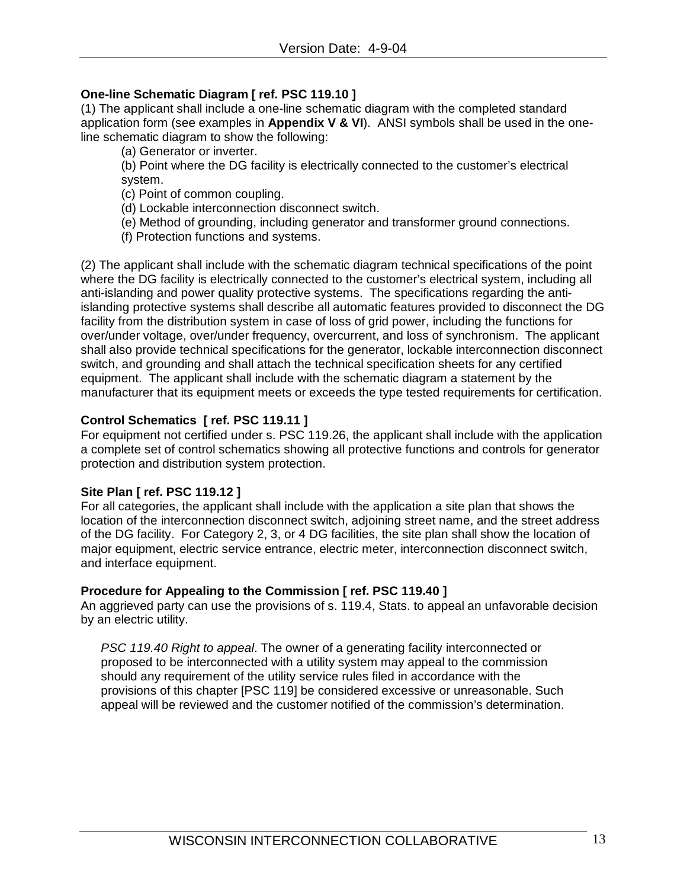**One-line Schematic Diagram [ ref. PSC 119.10 ]**

(1) The applicant shall include a one-line schematic diagram with the completed standard application form (see examples in **Appendix V & VI**). ANSI symbols shall be used in the one-line schematic diagram to show the following:

(a) Generator or inverter.

(b) Point where the DG facility is electrically connected to the customer's electrical system.

(c) Point of common coupling.

(d) Lockable interconnection disconnect switch.

(e) Method of grounding, including generator and transformer ground connections.

(f) Protection functions and systems.

(2) The applicant shall include with the schematic diagram technical specifications of the point where the DG facility is electrically connected to the customer's electrical system, including all anti-islanding and power quality protective systems. The specifications regarding the anti-islanding protective systems shall describe all automatic features provided to disconnect the DG facility from the distribution system in case of loss of grid power, including the functions for over/under voltage, over/under frequency, overcurrent, and loss of synchronism. The applicant shall also provide technical specifications for the generator, lockable interconnection disconnect switch, and grounding and shall attach the technical specification sheets for any certified equipment. The applicant shall include with the schematic diagram a statement by the manufacturer that its equipment meets or exceeds the type tested requirements for certification.

**Control Schematics [ ref. PSC 119.11 ]**

For equipment not certified under s. PSC 119.26, the applicant shall include with the application a complete set of control schematics showing all protective functions and controls for generator protection and distribution system protection.

**Site Plan [ ref. PSC 119.12 ]**

For all categories, the applicant shall include with the application a site plan that shows the location of the interconnection disconnect switch, adjoining street name, and the street address of the DG facility. For Category 2, 3, or 4 DG facilities, the site plan shall show the location of major equipment, electric service entrance, electric meter, interconnection disconnect switch, and interface equipment.

**Procedure for Appealing to the Commission [ ref. PSC 119.40 ]**

An aggrieved party can use the provisions of s. 119.4, Stats. to appeal an unfavorable decision by an electric utility.

> *PSC 119.40 Right to appeal*. The owner of a generating facility interconnected or proposed to be interconnected with a utility system may appeal to the commission should any requirement of the utility service rules filed in accordance with the provisions of this chapter [PSC 119] be considered excessive or unreasonable. Such appeal will be reviewed and the customer notified of the commission's determination.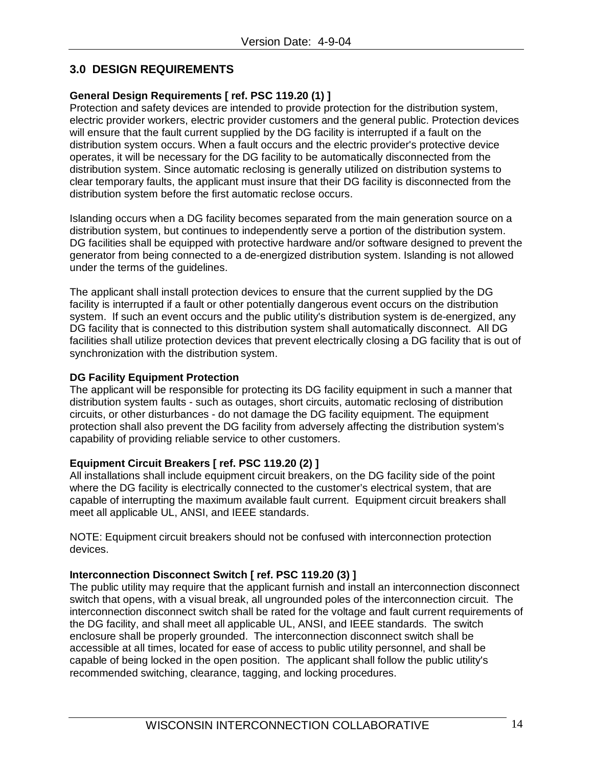## 3.0 DESIGN REQUIREMENTS

**General Design Requirements [ ref. PSC 119.20 (1) ]**

Protection and safety devices are intended to provide protection for the distribution system, electric provider workers, electric provider customers and the general public. Protection devices will ensure that the fault current supplied by the DG facility is interrupted if a fault on the distribution system occurs. When a fault occurs and the electric provider's protective device operates, it will be necessary for the DG facility to be automatically disconnected from the distribution system. Since automatic reclosing is generally utilized on distribution systems to clear temporary faults, the applicant must insure that their DG facility is disconnected from the distribution system before the first automatic reclose occurs.

Islanding occurs when a DG facility becomes separated from the main generation source on a distribution system, but continues to independently serve a portion of the distribution system. DG facilities shall be equipped with protective hardware and/or software designed to prevent the generator from being connected to a de-energized distribution system. Islanding is not allowed under the terms of the guidelines.

The applicant shall install protection devices to ensure that the current supplied by the DG facility is interrupted if a fault or other potentially dangerous event occurs on the distribution system. If such an event occurs and the public utility's distribution system is de-energized, any DG facility that is connected to this distribution system shall automatically disconnect. All DG facilities shall utilize protection devices that prevent electrically closing a DG facility that is out of synchronization with the distribution system.

**DG Facility Equipment Protection**

The applicant will be responsible for protecting its DG facility equipment in such a manner that distribution system faults - such as outages, short circuits, automatic reclosing of distribution circuits, or other disturbances - do not damage the DG facility equipment. The equipment protection shall also prevent the DG facility from adversely affecting the distribution system's capability of providing reliable service to other customers.

**Equipment Circuit Breakers [ ref. PSC 119.20 (2) ]**

All installations shall include equipment circuit breakers, on the DG facility side of the point where the DG facility is electrically connected to the customer’s electrical system, that are capable of interrupting the maximum available fault current. Equipment circuit breakers shall meet all applicable UL, ANSI, and IEEE standards.

NOTE: Equipment circuit breakers should not be confused with interconnection protection devices.

**Interconnection Disconnect Switch [ ref. PSC 119.20 (3) ]**

The public utility may require that the applicant furnish and install an interconnection disconnect switch that opens, with a visual break, all ungrounded poles of the interconnection circuit. The interconnection disconnect switch shall be rated for the voltage and fault current requirements of the DG facility, and shall meet all applicable UL, ANSI, and IEEE standards. The switch enclosure shall be properly grounded. The interconnection disconnect switch shall be accessible at all times, located for ease of access to public utility personnel, and shall be capable of being locked in the open position. The applicant shall follow the public utility's recommended switching, clearance, tagging, and locking procedures.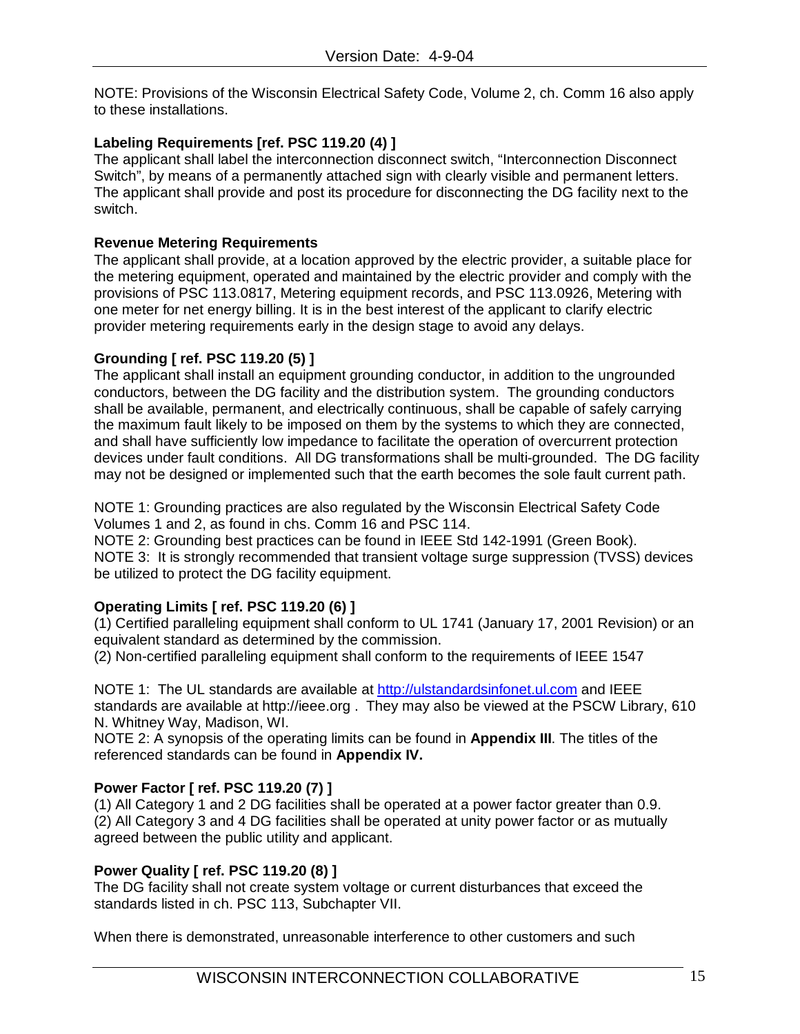NOTE: Provisions of the Wisconsin Electrical Safety Code, Volume 2, ch. Comm 16 also apply to these installations.

**Labeling Requirements [ref. PSC 119.20 (4) ]**

The applicant shall label the interconnection disconnect switch, “Interconnection Disconnect Switch”, by means of a permanently attached sign with clearly visible and permanent letters. The applicant shall provide and post its procedure for disconnecting the DG facility next to the switch.

**Revenue Metering Requirements**

The applicant shall provide, at a location approved by the electric provider, a suitable place for the metering equipment, operated and maintained by the electric provider and comply with the provisions of PSC 113.0817, Metering equipment records, and PSC 113.0926, Metering with one meter for net energy billing. It is in the best interest of the applicant to clarify electric provider metering requirements early in the design stage to avoid any delays.

**Grounding [ ref. PSC 119.20 (5) ]**

The applicant shall install an equipment grounding conductor, in addition to the ungrounded conductors, between the DG facility and the distribution system. The grounding conductors shall be available, permanent, and electrically continuous, shall be capable of safely carrying the maximum fault likely to be imposed on them by the systems to which they are connected, and shall have sufficiently low impedance to facilitate the operation of overcurrent protection devices under fault conditions. All DG transformations shall be multi-grounded. The DG facility may not be designed or implemented such that the earth becomes the sole fault current path.

NOTE 1: Grounding practices are also regulated by the Wisconsin Electrical Safety Code Volumes 1 and 2, as found in chs. Comm 16 and PSC 114.
NOTE 2: Grounding best practices can be found in IEEE Std 142-1991 (Green Book).
NOTE 3: It is strongly recommended that transient voltage surge suppression (TVSS) devices be utilized to protect the DG facility equipment.

**Operating Limits [ ref. PSC 119.20 (6) ]**

(1) Certified paralleling equipment shall conform to UL 1741 (January 17, 2001 Revision) or an equivalent standard as determined by the commission.
(2) Non-certified paralleling equipment shall conform to the requirements of IEEE 1547

NOTE 1: The UL standards are available at http://ulstandardsinfonet.ul.com and IEEE standards are available at http://ieee.org . They may also be viewed at the PSCW Library, 610 N. Whitney Way, Madison, WI.
NOTE 2: A synopsis of the operating limits can be found in **Appendix III**. The titles of the referenced standards can be found in **Appendix IV.**

**Power Factor [ ref. PSC 119.20 (7) ]**

(1) All Category 1 and 2 DG facilities shall be operated at a power factor greater than 0.9.
(2) All Category 3 and 4 DG facilities shall be operated at unity power factor or as mutually agreed between the public utility and applicant.

**Power Quality [ ref. PSC 119.20 (8) ]**

The DG facility shall not create system voltage or current disturbances that exceed the standards listed in ch. PSC 113, Subchapter VII.

When there is demonstrated, unreasonable interference to other customers and such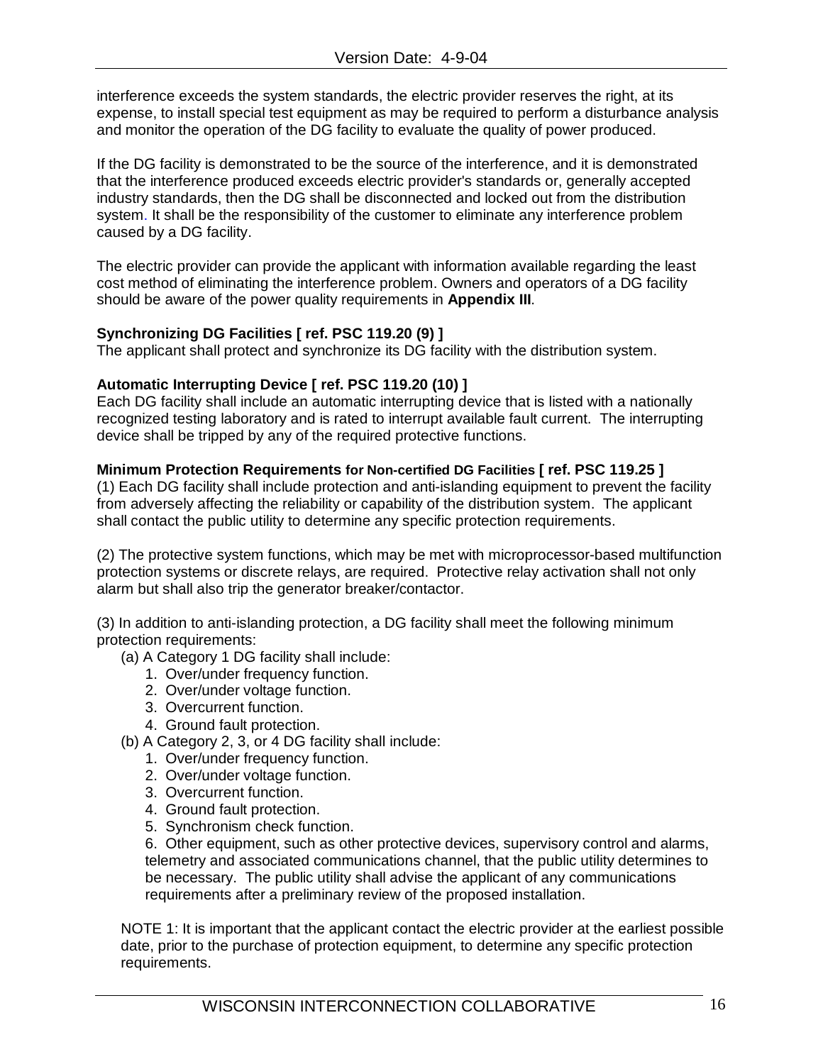interference exceeds the system standards, the electric provider reserves the right, at its expense, to install special test equipment as may be required to perform a disturbance analysis and monitor the operation of the DG facility to evaluate the quality of power produced.

If the DG facility is demonstrated to be the source of the interference, and it is demonstrated that the interference produced exceeds electric provider's standards or, generally accepted industry standards, then the DG shall be disconnected and locked out from the distribution system. It shall be the responsibility of the customer to eliminate any interference problem caused by a DG facility.

The electric provider can provide the applicant with information available regarding the least cost method of eliminating the interference problem. Owners and operators of a DG facility should be aware of the power quality requirements in **Appendix III**.

**Synchronizing DG Facilities [ ref. PSC 119.20 (9) ]**
The applicant shall protect and synchronize its DG facility with the distribution system.

**Automatic Interrupting Device [ ref. PSC 119.20 (10) ]**
Each DG facility shall include an automatic interrupting device that is listed with a nationally recognized testing laboratory and is rated to interrupt available fault current. The interrupting device shall be tripped by any of the required protective functions.

**Minimum Protection Requirements for Non-certified DG Facilities [ ref. PSC 119.25 ]**
(1) Each DG facility shall include protection and anti-islanding equipment to prevent the facility from adversely affecting the reliability or capability of the distribution system. The applicant shall contact the public utility to determine any specific protection requirements.

(2) The protective system functions, which may be met with microprocessor-based multifunction protection systems or discrete relays, are required. Protective relay activation shall not only alarm but shall also trip the generator breaker/contactor.

(3) In addition to anti-islanding protection, a DG facility shall meet the following minimum protection requirements:

(a) A Category 1 DG facility shall include:
1. Over/under frequency function.
2. Over/under voltage function.
3. Overcurrent function.
4. Ground fault protection.

(b) A Category 2, 3, or 4 DG facility shall include:
1. Over/under frequency function.
2. Over/under voltage function.
3. Overcurrent function.
4. Ground fault protection.
5. Synchronism check function.
6. Other equipment, such as other protective devices, supervisory control and alarms, telemetry and associated communications channel, that the public utility determines to be necessary. The public utility shall advise the applicant of any communications requirements after a preliminary review of the proposed installation.

NOTE 1: It is important that the applicant contact the electric provider at the earliest possible date, prior to the purchase of protection equipment, to determine any specific protection requirements.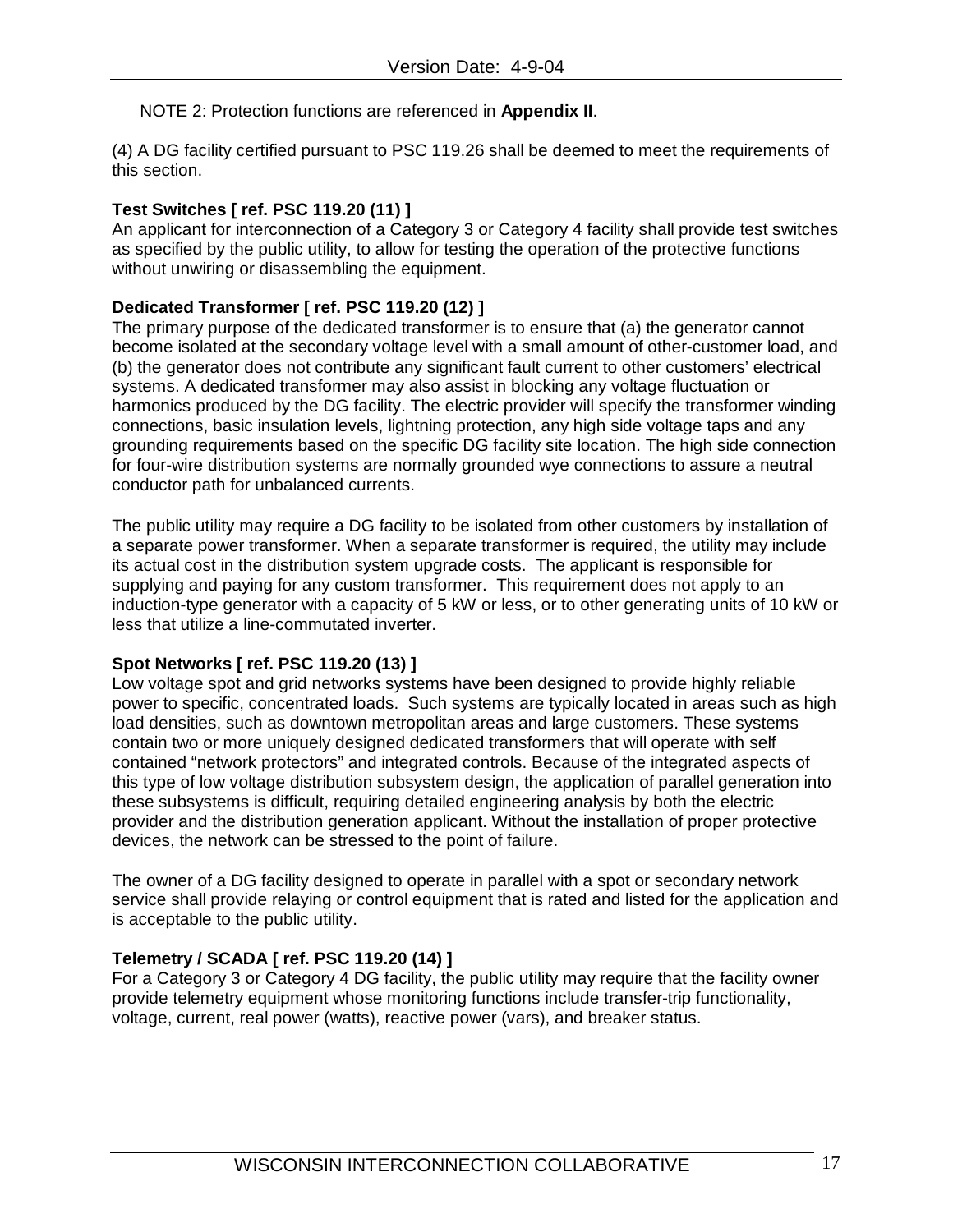NOTE 2: Protection functions are referenced in **Appendix II**.

(4) A DG facility certified pursuant to PSC 119.26 shall be deemed to meet the requirements of this section.

**Test Switches [ ref. PSC 119.20 (11) ]**
An applicant for interconnection of a Category 3 or Category 4 facility shall provide test switches as specified by the public utility, to allow for testing the operation of the protective functions without unwiring or disassembling the equipment.

**Dedicated Transformer [ ref. PSC 119.20 (12) ]**
The primary purpose of the dedicated transformer is to ensure that (a) the generator cannot become isolated at the secondary voltage level with a small amount of other-customer load, and (b) the generator does not contribute any significant fault current to other customers' electrical systems. A dedicated transformer may also assist in blocking any voltage fluctuation or harmonics produced by the DG facility. The electric provider will specify the transformer winding connections, basic insulation levels, lightning protection, any high side voltage taps and any grounding requirements based on the specific DG facility site location. The high side connection for four-wire distribution systems are normally grounded wye connections to assure a neutral conductor path for unbalanced currents.

The public utility may require a DG facility to be isolated from other customers by installation of a separate power transformer. When a separate transformer is required, the utility may include its actual cost in the distribution system upgrade costs. The applicant is responsible for supplying and paying for any custom transformer. This requirement does not apply to an induction-type generator with a capacity of 5 kW or less, or to other generating units of 10 kW or less that utilize a line-commutated inverter.

**Spot Networks [ ref. PSC 119.20 (13) ]**
Low voltage spot and grid networks systems have been designed to provide highly reliable power to specific, concentrated loads. Such systems are typically located in areas such as high load densities, such as downtown metropolitan areas and large customers. These systems contain two or more uniquely designed dedicated transformers that will operate with self contained "network protectors" and integrated controls. Because of the integrated aspects of this type of low voltage distribution subsystem design, the application of parallel generation into these subsystems is difficult, requiring detailed engineering analysis by both the electric provider and the distribution generation applicant. Without the installation of proper protective devices, the network can be stressed to the point of failure.

The owner of a DG facility designed to operate in parallel with a spot or secondary network service shall provide relaying or control equipment that is rated and listed for the application and is acceptable to the public utility.

**Telemetry / SCADA [ ref. PSC 119.20 (14) ]**
For a Category 3 or Category 4 DG facility, the public utility may require that the facility owner provide telemetry equipment whose monitoring functions include transfer-trip functionality, voltage, current, real power (watts), reactive power (vars), and breaker status.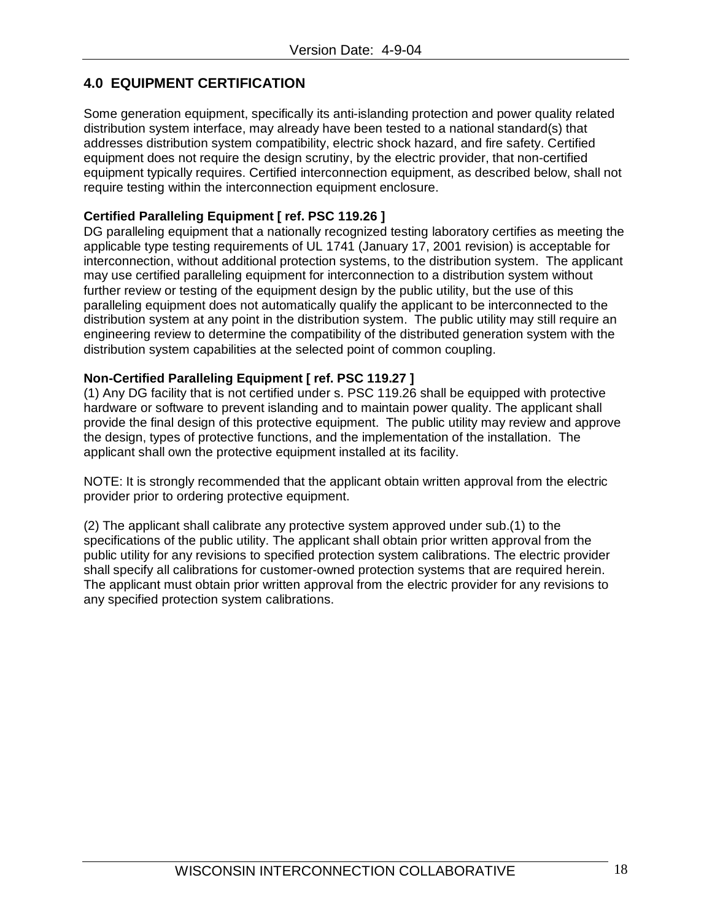## 4.0 EQUIPMENT CERTIFICATION

Some generation equipment, specifically its anti-islanding protection and power quality related distribution system interface, may already have been tested to a national standard(s) that addresses distribution system compatibility, electric shock hazard, and fire safety. Certified equipment does not require the design scrutiny, by the electric provider, that non-certified equipment typically requires. Certified interconnection equipment, as described below, shall not require testing within the interconnection equipment enclosure.

**Certified Paralleling Equipment [ ref. PSC 119.26 ]**

DG paralleling equipment that a nationally recognized testing laboratory certifies as meeting the applicable type testing requirements of UL 1741 (January 17, 2001 revision) is acceptable for interconnection, without additional protection systems, to the distribution system. The applicant may use certified paralleling equipment for interconnection to a distribution system without further review or testing of the equipment design by the public utility, but the use of this paralleling equipment does not automatically qualify the applicant to be interconnected to the distribution system at any point in the distribution system. The public utility may still require an engineering review to determine the compatibility of the distributed generation system with the distribution system capabilities at the selected point of common coupling.

**Non-Certified Paralleling Equipment [ ref. PSC 119.27 ]**

(1) Any DG facility that is not certified under s. PSC 119.26 shall be equipped with protective hardware or software to prevent islanding and to maintain power quality. The applicant shall provide the final design of this protective equipment. The public utility may review and approve the design, types of protective functions, and the implementation of the installation. The applicant shall own the protective equipment installed at its facility.

NOTE: It is strongly recommended that the applicant obtain written approval from the electric provider prior to ordering protective equipment.

(2) The applicant shall calibrate any protective system approved under sub.(1) to the specifications of the public utility. The applicant shall obtain prior written approval from the public utility for any revisions to specified protection system calibrations. The electric provider shall specify all calibrations for customer-owned protection systems that are required herein. The applicant must obtain prior written approval from the electric provider for any revisions to any specified protection system calibrations.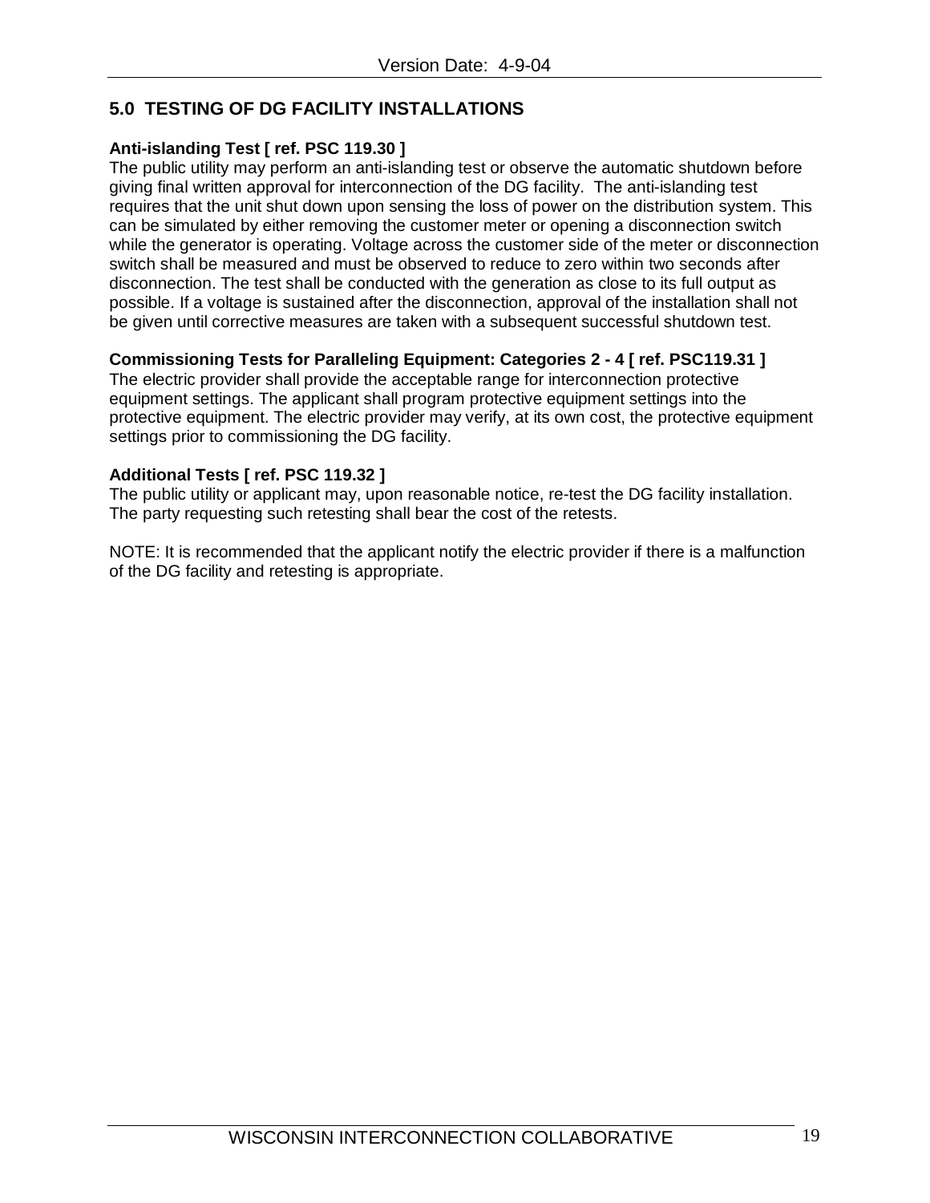## 5.0 TESTING OF DG FACILITY INSTALLATIONS

**Anti-islanding Test [ ref. PSC 119.30 ]**

The public utility may perform an anti-islanding test or observe the automatic shutdown before giving final written approval for interconnection of the DG facility. The anti-islanding test requires that the unit shut down upon sensing the loss of power on the distribution system. This can be simulated by either removing the customer meter or opening a disconnection switch while the generator is operating. Voltage across the customer side of the meter or disconnection switch shall be measured and must be observed to reduce to zero within two seconds after disconnection. The test shall be conducted with the generation as close to its full output as possible. If a voltage is sustained after the disconnection, approval of the installation shall not be given until corrective measures are taken with a subsequent successful shutdown test.

**Commissioning Tests for Paralleling Equipment: Categories 2 - 4 [ ref. PSC119.31 ]**

The electric provider shall provide the acceptable range for interconnection protective equipment settings. The applicant shall program protective equipment settings into the protective equipment. The electric provider may verify, at its own cost, the protective equipment settings prior to commissioning the DG facility.

**Additional Tests [ ref. PSC 119.32 ]**

The public utility or applicant may, upon reasonable notice, re-test the DG facility installation. The party requesting such retesting shall bear the cost of the retests.

NOTE: It is recommended that the applicant notify the electric provider if there is a malfunction of the DG facility and retesting is appropriate.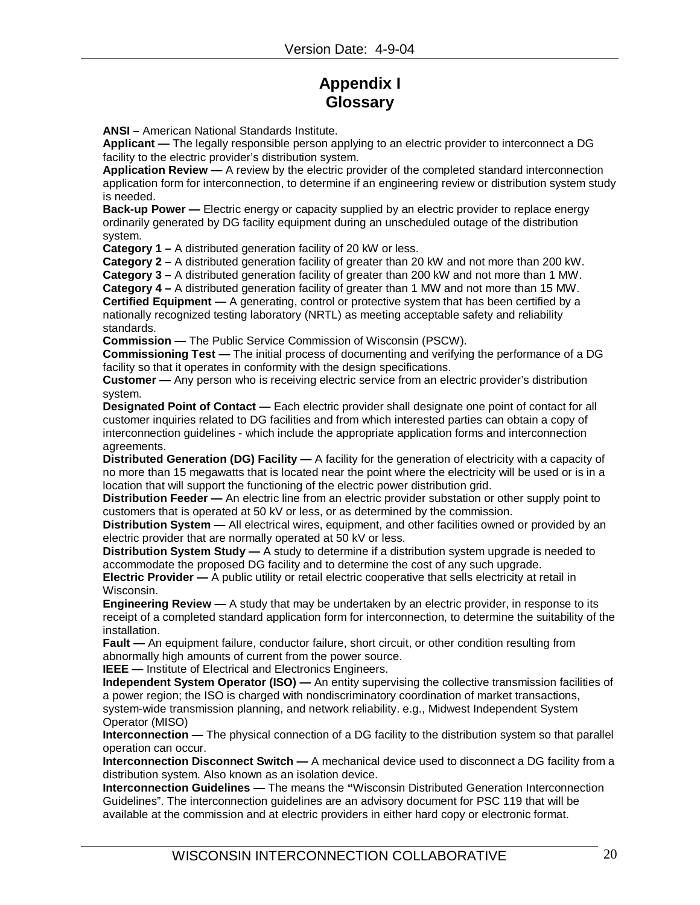# Appendix I
# Glossary

**ANSI –** American National Standards Institute.

**Applicant —** The legally responsible person applying to an electric provider to interconnect a DG facility to the electric provider's distribution system.

**Application Review —** A review by the electric provider of the completed standard interconnection application form for interconnection, to determine if an engineering review or distribution system study is needed.

**Back-up Power —** Electric energy or capacity supplied by an electric provider to replace energy ordinarily generated by DG facility equipment during an unscheduled outage of the distribution system.

**Category 1 –** A distributed generation facility of 20 kW or less.

**Category 2 –** A distributed generation facility of greater than 20 kW and not more than 200 kW.

**Category 3 –** A distributed generation facility of greater than 200 kW and not more than 1 MW.

**Category 4 –** A distributed generation facility of greater than 1 MW and not more than 15 MW.

**Certified Equipment —** A generating, control or protective system that has been certified by a nationally recognized testing laboratory (NRTL) as meeting acceptable safety and reliability standards.

**Commission —** The Public Service Commission of Wisconsin (PSCW).

**Commissioning Test —** The initial process of documenting and verifying the performance of a DG facility so that it operates in conformity with the design specifications.

**Customer —** Any person who is receiving electric service from an electric provider's distribution system.

**Designated Point of Contact —** Each electric provider shall designate one point of contact for all customer inquiries related to DG facilities and from which interested parties can obtain a copy of interconnection guidelines - which include the appropriate application forms and interconnection agreements.

**Distributed Generation (DG) Facility —** A facility for the generation of electricity with a capacity of no more than 15 megawatts that is located near the point where the electricity will be used or is in a location that will support the functioning of the electric power distribution grid.

**Distribution Feeder —** An electric line from an electric provider substation or other supply point to customers that is operated at 50 kV or less, or as determined by the commission.

**Distribution System —** All electrical wires, equipment, and other facilities owned or provided by an electric provider that are normally operated at 50 kV or less.

**Distribution System Study —** A study to determine if a distribution system upgrade is needed to accommodate the proposed DG facility and to determine the cost of any such upgrade.

**Electric Provider —** A public utility or retail electric cooperative that sells electricity at retail in Wisconsin.

**Engineering Review —** A study that may be undertaken by an electric provider, in response to its receipt of a completed standard application form for interconnection, to determine the suitability of the installation.

**Fault —** An equipment failure, conductor failure, short circuit, or other condition resulting from abnormally high amounts of current from the power source.

**IEEE —** Institute of Electrical and Electronics Engineers.

**Independent System Operator (ISO) —** An entity supervising the collective transmission facilities of a power region; the ISO is charged with nondiscriminatory coordination of market transactions, system-wide transmission planning, and network reliability. e.g., Midwest Independent System Operator (MISO)

**Interconnection —** The physical connection of a DG facility to the distribution system so that parallel operation can occur.

**Interconnection Disconnect Switch —** A mechanical device used to disconnect a DG facility from a distribution system. Also known as an isolation device.

**Interconnection Guidelines —** The means the **"**Wisconsin Distributed Generation Interconnection Guidelines". The interconnection guidelines are an advisory document for PSC 119 that will be available at the commission and at electric providers in either hard copy or electronic format.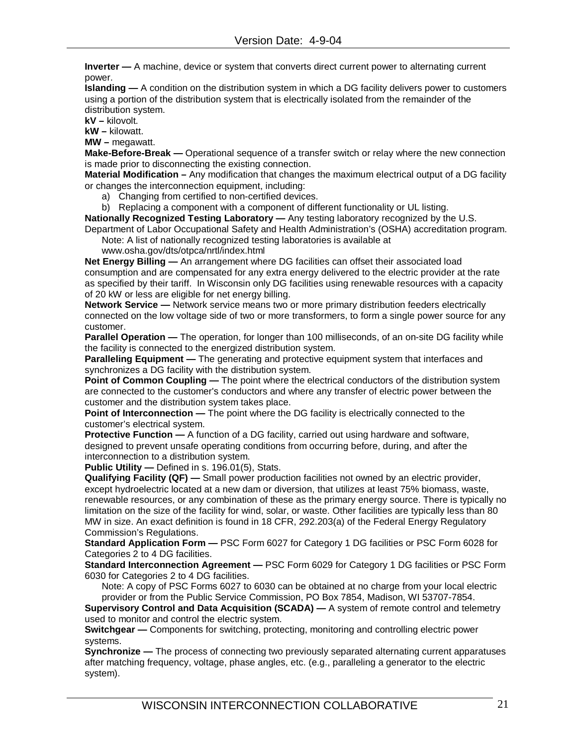**Inverter —** A machine, device or system that converts direct current power to alternating current power.

**Islanding —** A condition on the distribution system in which a DG facility delivers power to customers using a portion of the distribution system that is electrically isolated from the remainder of the distribution system.

**kV –** kilovolt.

**kW –** kilowatt.

**MW –** megawatt.

**Make-Before-Break —** Operational sequence of a transfer switch or relay where the new connection is made prior to disconnecting the existing connection.

**Material Modification –** Any modification that changes the maximum electrical output of a DG facility or changes the interconnection equipment, including:

a) Changing from certified to non-certified devices.
b) Replacing a component with a component of different functionality or UL listing.

**Nationally Recognized Testing Laboratory —** Any testing laboratory recognized by the U.S. Department of Labor Occupational Safety and Health Administration's (OSHA) accreditation program.

Note: A list of nationally recognized testing laboratories is available at www.osha.gov/dts/otpca/nrtl/index.html

**Net Energy Billing —** An arrangement where DG facilities can offset their associated load consumption and are compensated for any extra energy delivered to the electric provider at the rate as specified by their tariff. In Wisconsin only DG facilities using renewable resources with a capacity of 20 kW or less are eligible for net energy billing.

**Network Service —** Network service means two or more primary distribution feeders electrically connected on the low voltage side of two or more transformers, to form a single power source for any customer.

**Parallel Operation —** The operation, for longer than 100 milliseconds, of an on-site DG facility while the facility is connected to the energized distribution system.

**Paralleling Equipment —** The generating and protective equipment system that interfaces and synchronizes a DG facility with the distribution system.

**Point of Common Coupling —** The point where the electrical conductors of the distribution system are connected to the customer's conductors and where any transfer of electric power between the customer and the distribution system takes place.

**Point of Interconnection —** The point where the DG facility is electrically connected to the customer's electrical system.

**Protective Function —** A function of a DG facility, carried out using hardware and software, designed to prevent unsafe operating conditions from occurring before, during, and after the interconnection to a distribution system.

**Public Utility —** Defined in s. 196.01(5), Stats.

**Qualifying Facility (QF) —** Small power production facilities not owned by an electric provider, except hydroelectric located at a new dam or diversion, that utilizes at least 75% biomass, waste, renewable resources, or any combination of these as the primary energy source. There is typically no limitation on the size of the facility for wind, solar, or waste. Other facilities are typically less than 80 MW in size. An exact definition is found in 18 CFR, 292.203(a) of the Federal Energy Regulatory Commission's Regulations.

**Standard Application Form —** PSC Form 6027 for Category 1 DG facilities or PSC Form 6028 for Categories 2 to 4 DG facilities.

**Standard Interconnection Agreement —** PSC Form 6029 for Category 1 DG facilities or PSC Form 6030 for Categories 2 to 4 DG facilities.

Note: A copy of PSC Forms 6027 to 6030 can be obtained at no charge from your local electric provider or from the Public Service Commission, PO Box 7854, Madison, WI 53707-7854.

**Supervisory Control and Data Acquisition (SCADA) —** A system of remote control and telemetry used to monitor and control the electric system.

**Switchgear —** Components for switching, protecting, monitoring and controlling electric power systems.

**Synchronize —** The process of connecting two previously separated alternating current apparatuses after matching frequency, voltage, phase angles, etc. (e.g., paralleling a generator to the electric system).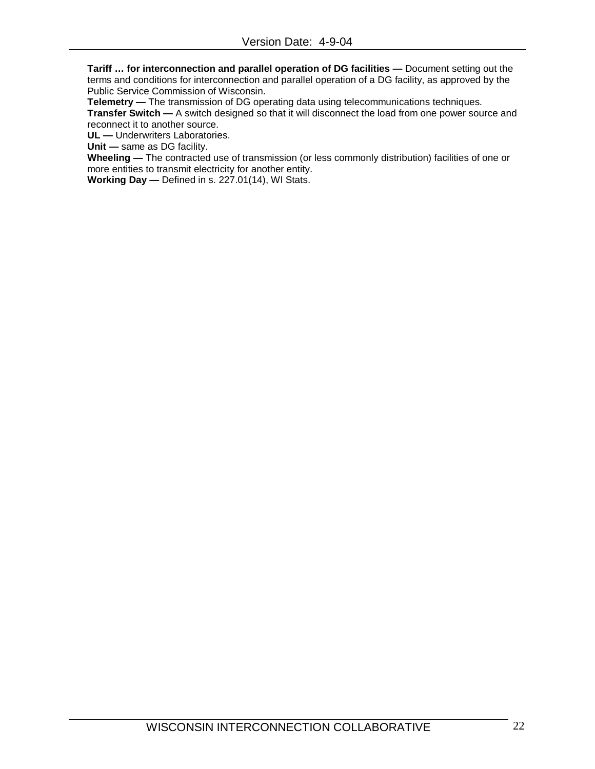**Tariff … for interconnection and parallel operation of DG facilities —** Document setting out the terms and conditions for interconnection and parallel operation of a DG facility, as approved by the Public Service Commission of Wisconsin.

**Telemetry —** The transmission of DG operating data using telecommunications techniques.

**Transfer Switch —** A switch designed so that it will disconnect the load from one power source and reconnect it to another source.

**UL —** Underwriters Laboratories.

**Unit —** same as DG facility.

**Wheeling —** The contracted use of transmission (or less commonly distribution) facilities of one or more entities to transmit electricity for another entity.

**Working Day —** Defined in s. 227.01(14), WI Stats.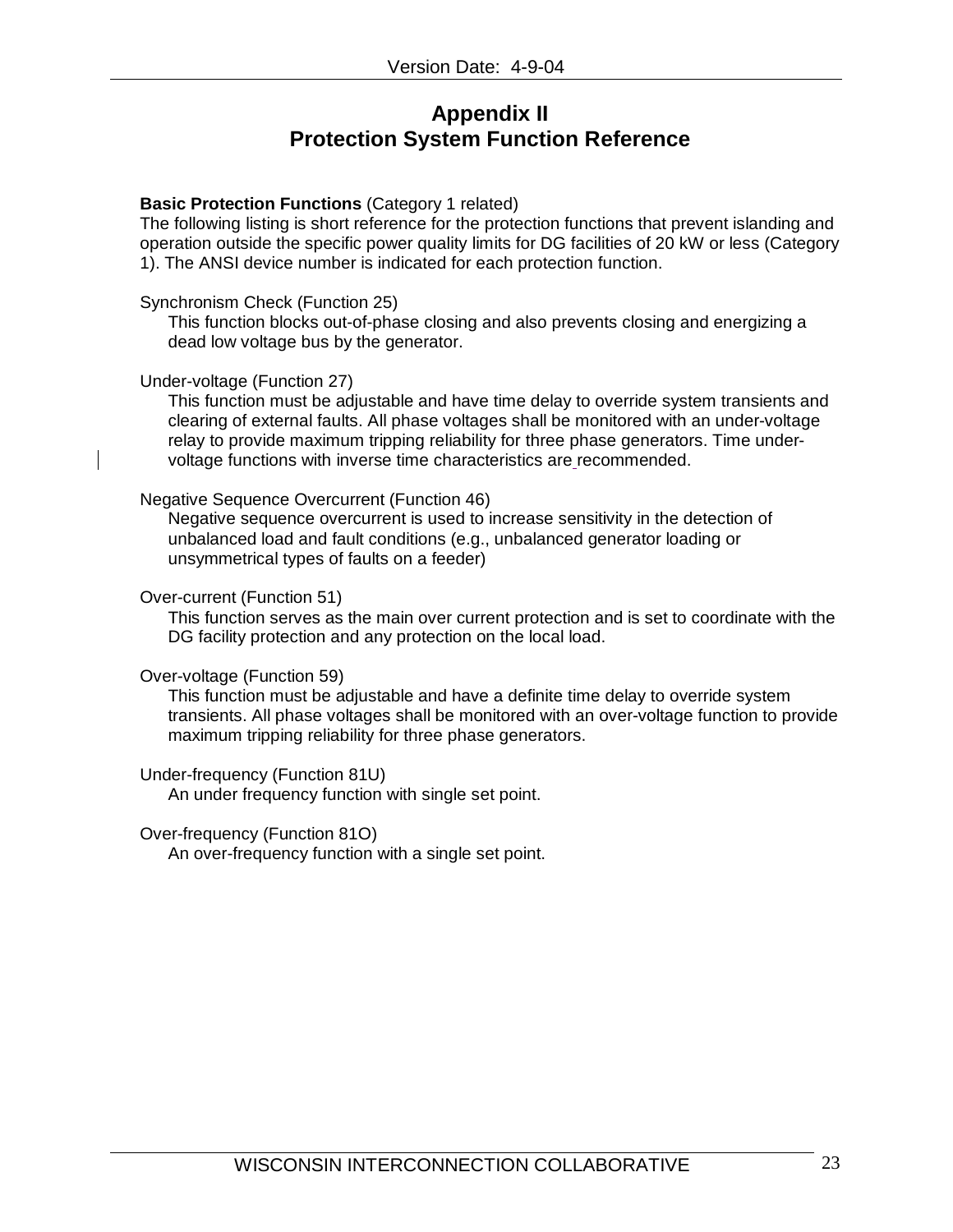# Appendix II
# Protection System Function Reference

**Basic Protection Functions** (Category 1 related)
The following listing is short reference for the protection functions that prevent islanding and operation outside the specific power quality limits for DG facilities of 20 kW or less (Category 1). The ANSI device number is indicated for each protection function.

Synchronism Check (Function 25)

This function blocks out-of-phase closing and also prevents closing and energizing a dead low voltage bus by the generator.

Under-voltage (Function 27)

This function must be adjustable and have time delay to override system transients and clearing of external faults. All phase voltages shall be monitored with an under-voltage relay to provide maximum tripping reliability for three phase generators. Time under-voltage functions with inverse time characteristics are recommended.

Negative Sequence Overcurrent (Function 46)

Negative sequence overcurrent is used to increase sensitivity in the detection of unbalanced load and fault conditions (e.g., unbalanced generator loading or unsymmetrical types of faults on a feeder)

Over-current (Function 51)

This function serves as the main over current protection and is set to coordinate with the DG facility protection and any protection on the local load.

Over-voltage (Function 59)

This function must be adjustable and have a definite time delay to override system transients. All phase voltages shall be monitored with an over-voltage function to provide maximum tripping reliability for three phase generators.

Under-frequency (Function 81U)

An under frequency function with single set point.

Over-frequency (Function 81O)

An over-frequency function with a single set point.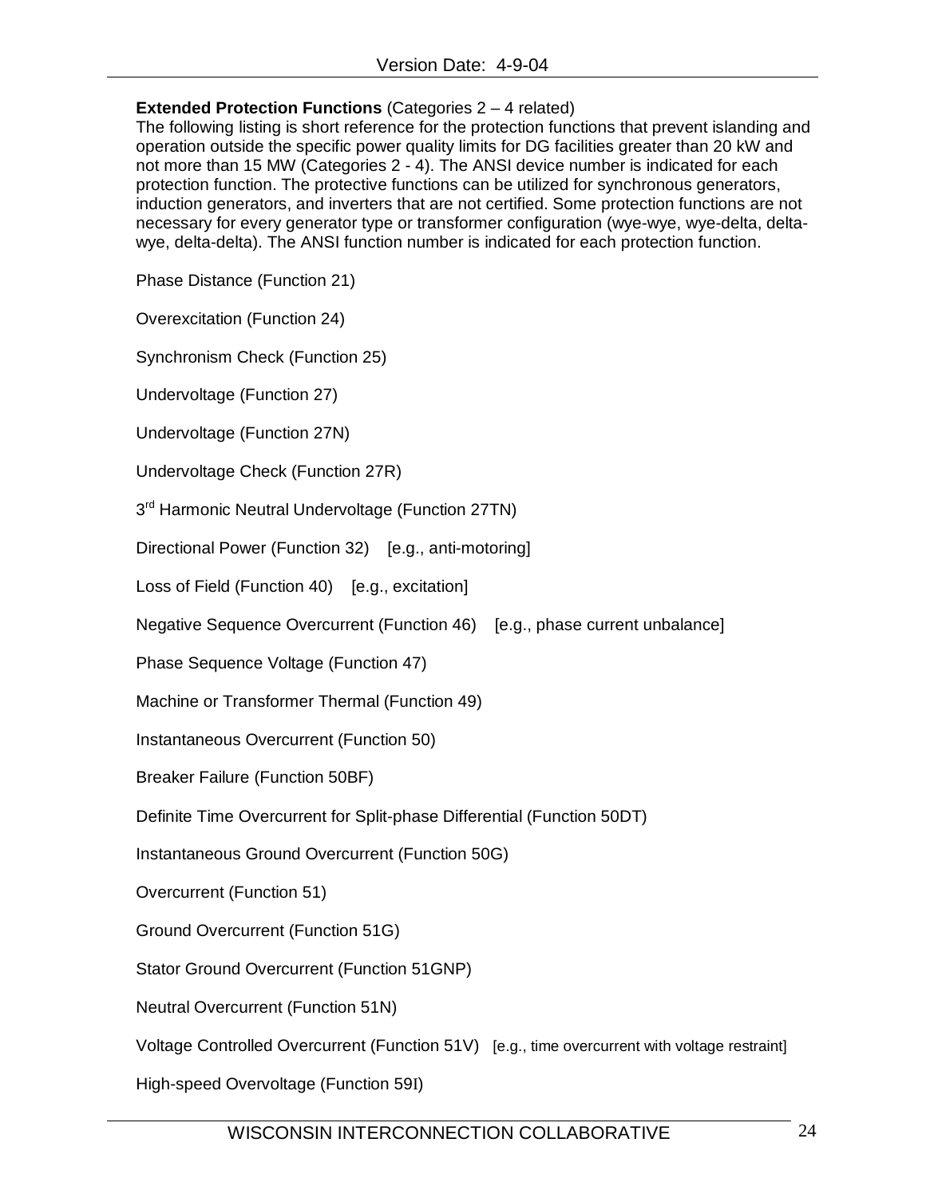**Extended Protection Functions** (Categories 2 – 4 related)
The following listing is short reference for the protection functions that prevent islanding and operation outside the specific power quality limits for DG facilities greater than 20 kW and not more than 15 MW (Categories 2 - 4). The ANSI device number is indicated for each protection function. The protective functions can be utilized for synchronous generators, induction generators, and inverters that are not certified. Some protection functions are not necessary for every generator type or transformer configuration (wye-wye, wye-delta, delta-wye, delta-delta). The ANSI function number is indicated for each protection function.

Phase Distance (Function 21)

Overexcitation (Function 24)

Synchronism Check (Function 25)

Undervoltage (Function 27)

Undervoltage (Function 27N)

Undervoltage Check (Function 27R)

3rd Harmonic Neutral Undervoltage (Function 27TN)

Directional Power (Function 32) [e.g., anti-motoring]

Loss of Field (Function 40) [e.g., excitation]

Negative Sequence Overcurrent (Function 46) [e.g., phase current unbalance]

Phase Sequence Voltage (Function 47)

Machine or Transformer Thermal (Function 49)

Instantaneous Overcurrent (Function 50)

Breaker Failure (Function 50BF)

Definite Time Overcurrent for Split-phase Differential (Function 50DT)

Instantaneous Ground Overcurrent (Function 50G)

Overcurrent (Function 51)

Ground Overcurrent (Function 51G)

Stator Ground Overcurrent (Function 51GNP)

Neutral Overcurrent (Function 51N)

Voltage Controlled Overcurrent (Function 51V) [e.g., time overcurrent with voltage restraint]

High-speed Overvoltage (Function 59I)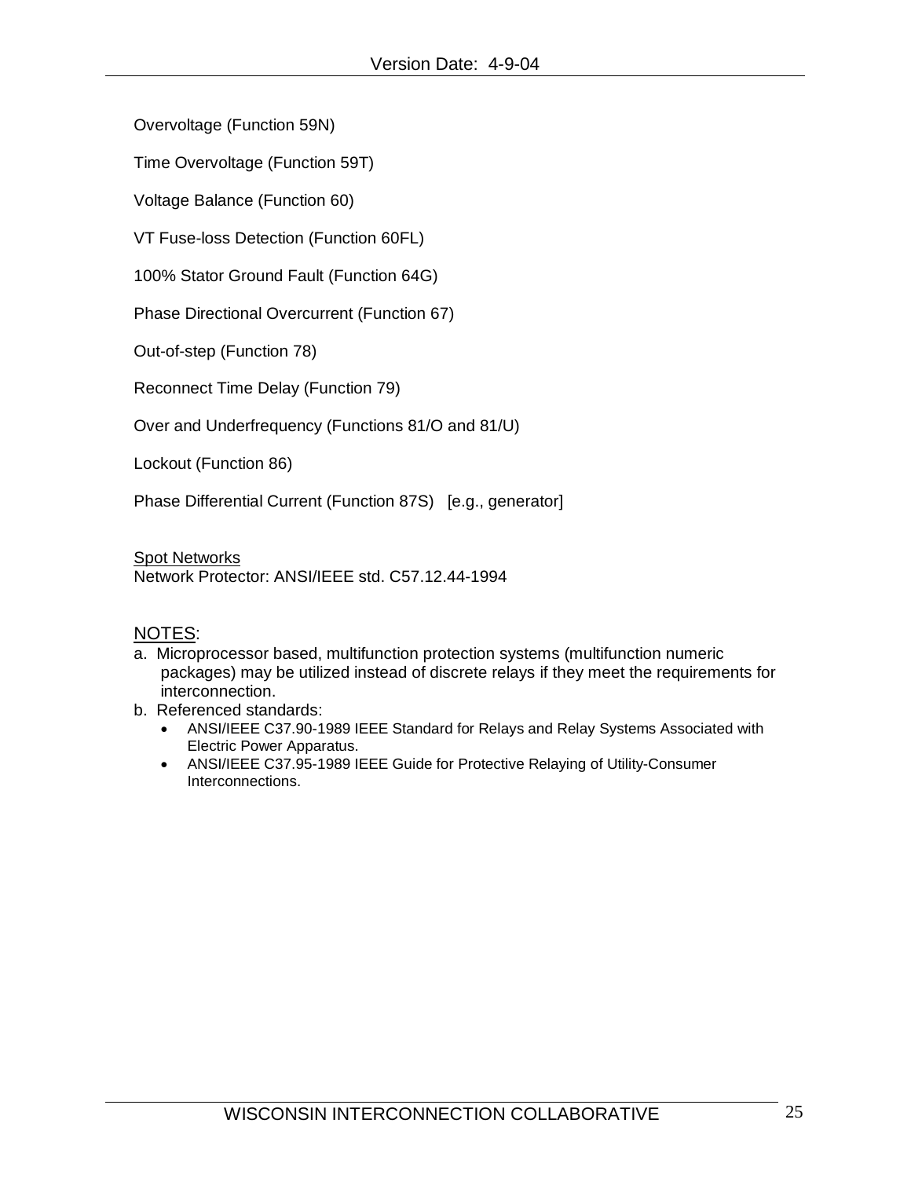Overvoltage (Function 59N)

Time Overvoltage (Function 59T)

Voltage Balance (Function 60)

VT Fuse-loss Detection (Function 60FL)

100% Stator Ground Fault (Function 64G)

Phase Directional Overcurrent (Function 67)

Out-of-step (Function 78)

Reconnect Time Delay (Function 79)

Over and Underfrequency (Functions 81/O and 81/U)

Lockout (Function 86)

Phase Differential Current (Function 87S)   [e.g., generator]

<u>Spot Networks</u>
Network Protector: ANSI/IEEE std. C57.12.44-1994

<u>NOTES</u>:

a. Microprocessor based, multifunction protection systems (multifunction numeric packages) may be utilized instead of discrete relays if they meet the requirements for interconnection.

b. Referenced standards:
   - ANSI/IEEE C37.90-1989 IEEE Standard for Relays and Relay Systems Associated with Electric Power Apparatus.
   - ANSI/IEEE C37.95-1989 IEEE Guide for Protective Relaying of Utility-Consumer Interconnections.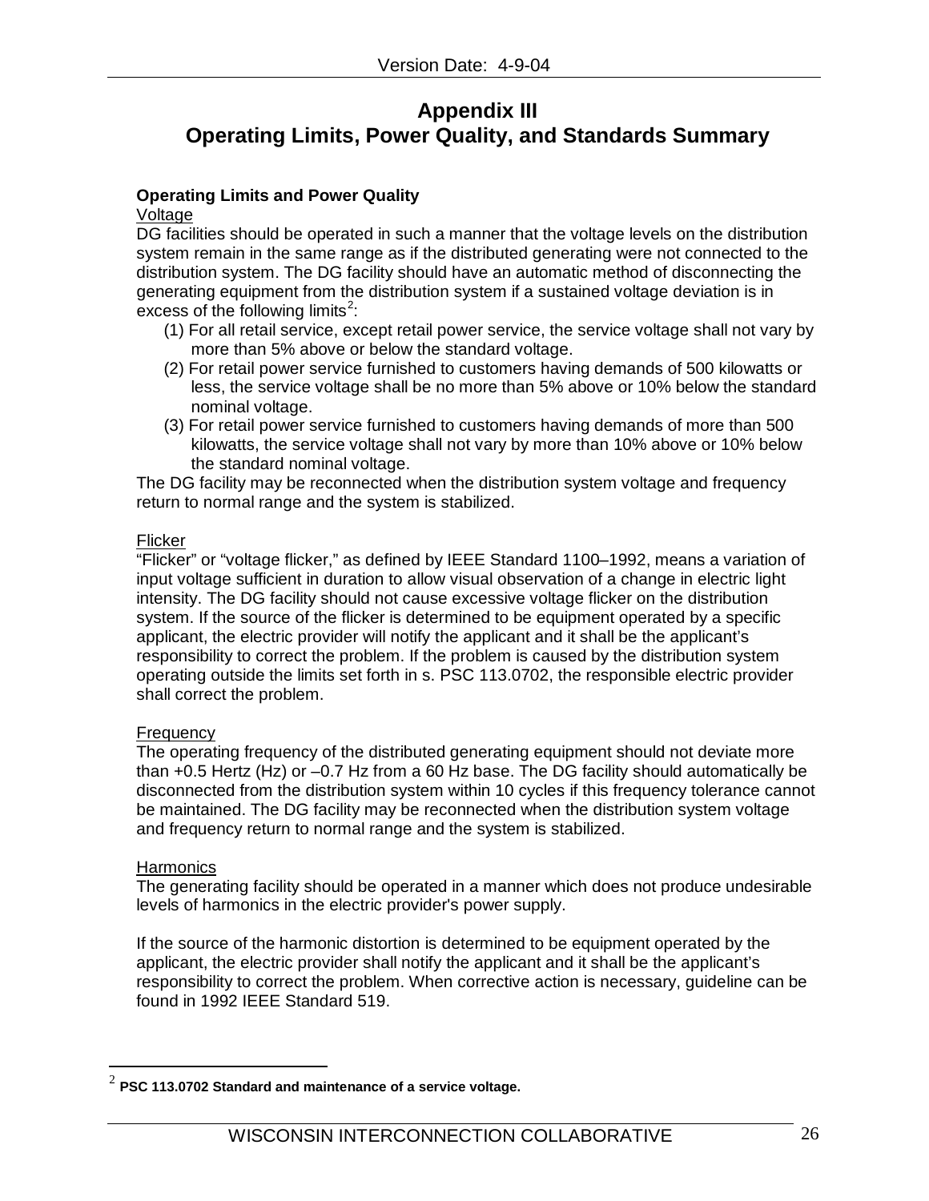# Appendix III
# Operating Limits, Power Quality, and Standards Summary

**Operating Limits and Power Quality**

Voltage

DG facilities should be operated in such a manner that the voltage levels on the distribution system remain in the same range as if the distributed generating were not connected to the distribution system. The DG facility should have an automatic method of disconnecting the generating equipment from the distribution system if a sustained voltage deviation is in excess of the following limits[2]:

(1) For all retail service, except retail power service, the service voltage shall not vary by more than 5% above or below the standard voltage.

(2) For retail power service furnished to customers having demands of 500 kilowatts or less, the service voltage shall be no more than 5% above or 10% below the standard nominal voltage.

(3) For retail power service furnished to customers having demands of more than 500 kilowatts, the service voltage shall not vary by more than 10% above or 10% below the standard nominal voltage.

The DG facility may be reconnected when the distribution system voltage and frequency return to normal range and the system is stabilized.

Flicker

"Flicker" or "voltage flicker," as defined by IEEE Standard 1100–1992, means a variation of input voltage sufficient in duration to allow visual observation of a change in electric light intensity. The DG facility should not cause excessive voltage flicker on the distribution system. If the source of the flicker is determined to be equipment operated by a specific applicant, the electric provider will notify the applicant and it shall be the applicant's responsibility to correct the problem. If the problem is caused by the distribution system operating outside the limits set forth in s. PSC 113.0702, the responsible electric provider shall correct the problem.

Frequency

The operating frequency of the distributed generating equipment should not deviate more than +0.5 Hertz (Hz) or –0.7 Hz from a 60 Hz base. The DG facility should automatically be disconnected from the distribution system within 10 cycles if this frequency tolerance cannot be maintained. The DG facility may be reconnected when the distribution system voltage and frequency return to normal range and the system is stabilized.

Harmonics

The generating facility should be operated in a manner which does not produce undesirable levels of harmonics in the electric provider's power supply.

If the source of the harmonic distortion is determined to be equipment operated by the applicant, the electric provider shall notify the applicant and it shall be the applicant's responsibility to correct the problem. When corrective action is necessary, guideline can be found in 1992 IEEE Standard 519.

---

[2] **PSC 113.0702 Standard and maintenance of a service voltage.**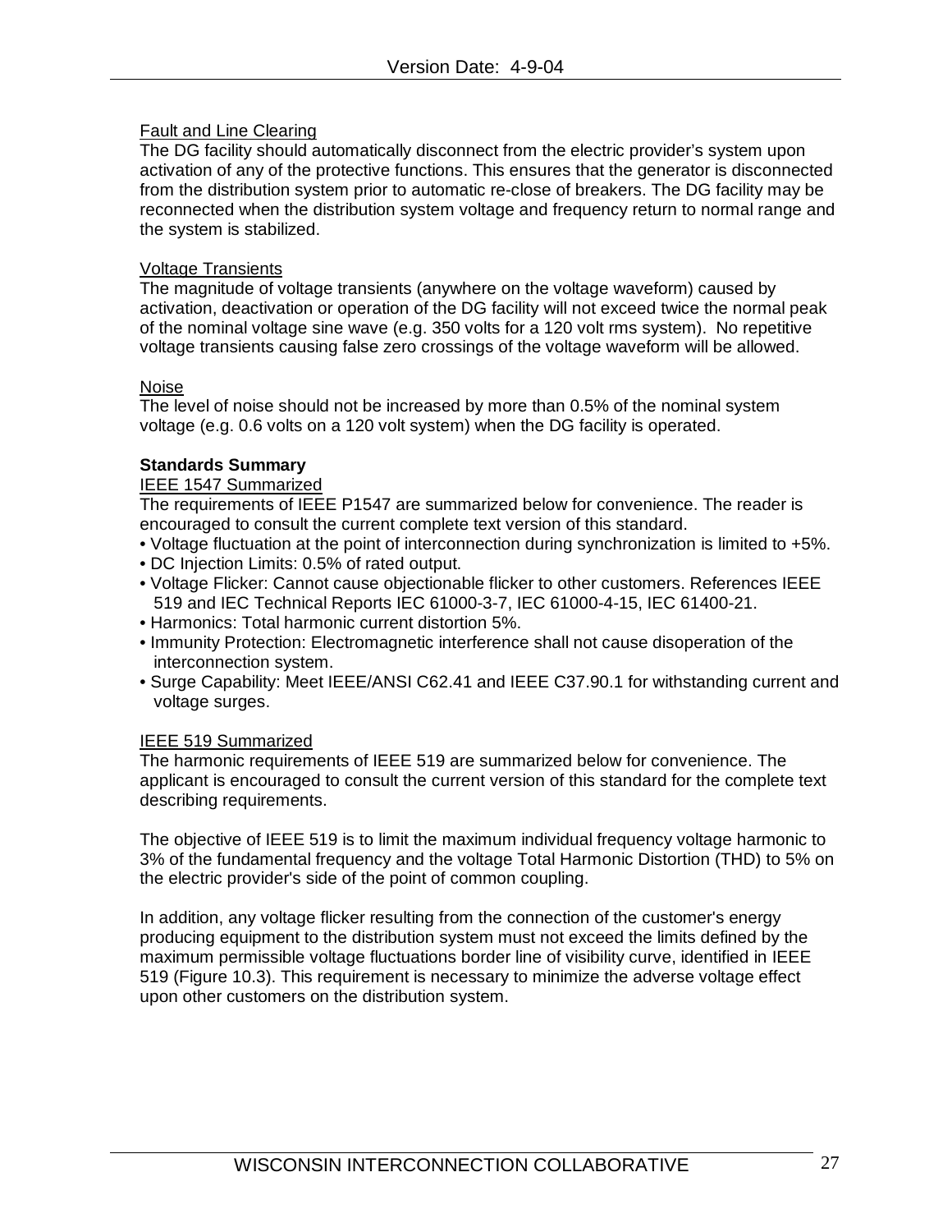Fault and Line Clearing

The DG facility should automatically disconnect from the electric provider's system upon activation of any of the protective functions. This ensures that the generator is disconnected from the distribution system prior to automatic re-close of breakers. The DG facility may be reconnected when the distribution system voltage and frequency return to normal range and the system is stabilized.

Voltage Transients

The magnitude of voltage transients (anywhere on the voltage waveform) caused by activation, deactivation or operation of the DG facility will not exceed twice the normal peak of the nominal voltage sine wave (e.g. 350 volts for a 120 volt rms system). No repetitive voltage transients causing false zero crossings of the voltage waveform will be allowed.

Noise

The level of noise should not be increased by more than 0.5% of the nominal system voltage (e.g. 0.6 volts on a 120 volt system) when the DG facility is operated.

**Standards Summary**

IEEE 1547 Summarized

The requirements of IEEE P1547 are summarized below for convenience. The reader is encouraged to consult the current complete text version of this standard.

- Voltage fluctuation at the point of interconnection during synchronization is limited to +5%.
- DC Injection Limits: 0.5% of rated output.
- Voltage Flicker: Cannot cause objectionable flicker to other customers. References IEEE 519 and IEC Technical Reports IEC 61000-3-7, IEC 61000-4-15, IEC 61400-21.
- Harmonics: Total harmonic current distortion 5%.
- Immunity Protection: Electromagnetic interference shall not cause disoperation of the interconnection system.
- Surge Capability: Meet IEEE/ANSI C62.41 and IEEE C37.90.1 for withstanding current and voltage surges.

IEEE 519 Summarized

The harmonic requirements of IEEE 519 are summarized below for convenience. The applicant is encouraged to consult the current version of this standard for the complete text describing requirements.

The objective of IEEE 519 is to limit the maximum individual frequency voltage harmonic to 3% of the fundamental frequency and the voltage Total Harmonic Distortion (THD) to 5% on the electric provider's side of the point of common coupling.

In addition, any voltage flicker resulting from the connection of the customer's energy producing equipment to the distribution system must not exceed the limits defined by the maximum permissible voltage fluctuations border line of visibility curve, identified in IEEE 519 (Figure 10.3). This requirement is necessary to minimize the adverse voltage effect upon other customers on the distribution system.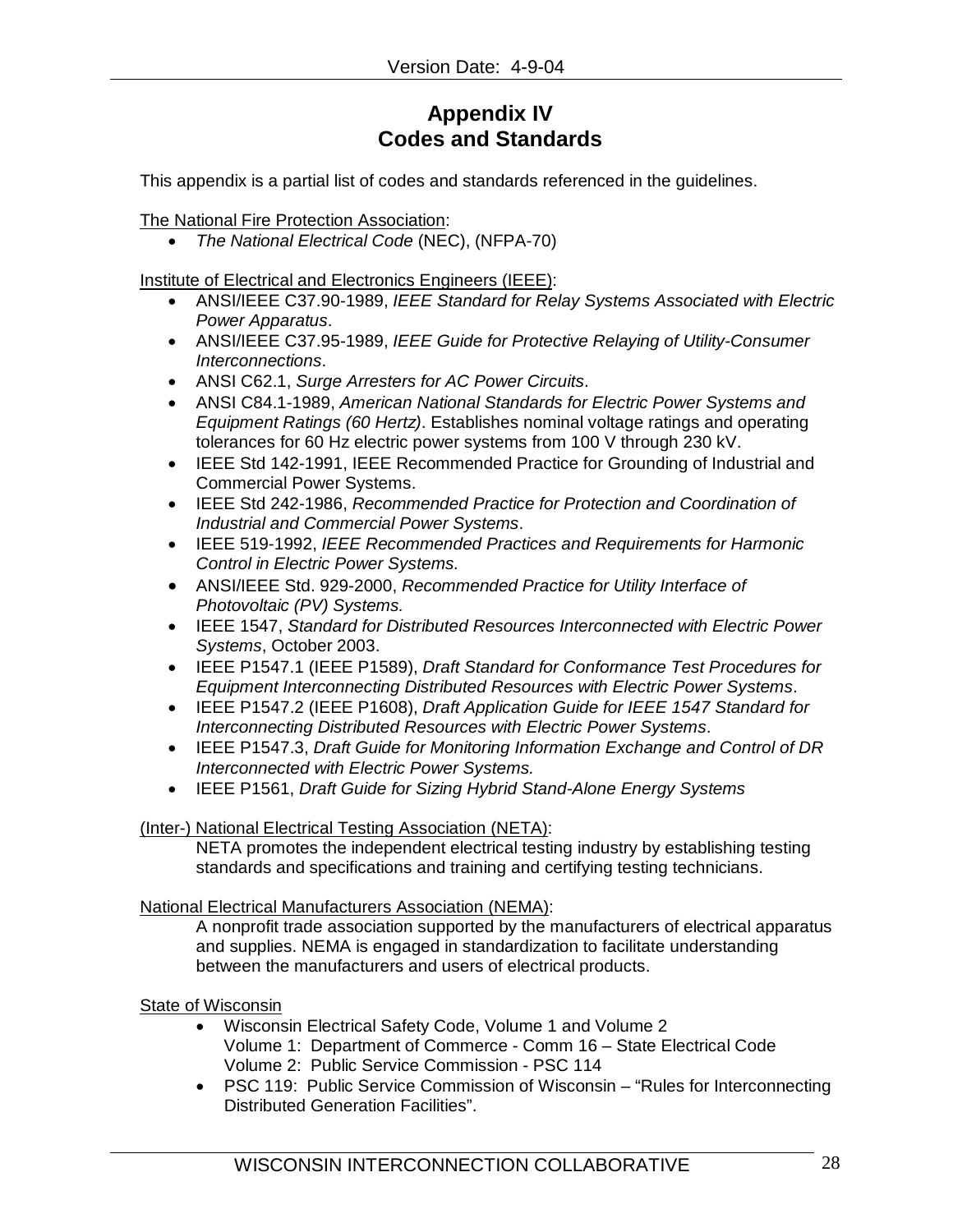# Appendix IV
# Codes and Standards

This appendix is a partial list of codes and standards referenced in the guidelines.

The National Fire Protection Association:

- *The National Electrical Code* (NEC), (NFPA-70)

Institute of Electrical and Electronics Engineers (IEEE):

- ANSI/IEEE C37.90-1989, *IEEE Standard for Relay Systems Associated with Electric Power Apparatus*.
- ANSI/IEEE C37.95-1989, *IEEE Guide for Protective Relaying of Utility-Consumer Interconnections*.
- ANSI C62.1, *Surge Arresters for AC Power Circuits*.
- ANSI C84.1-1989, *American National Standards for Electric Power Systems and Equipment Ratings (60 Hertz)*. Establishes nominal voltage ratings and operating tolerances for 60 Hz electric power systems from 100 V through 230 kV.
- IEEE Std 142-1991, IEEE Recommended Practice for Grounding of Industrial and Commercial Power Systems.
- IEEE Std 242-1986, *Recommended Practice for Protection and Coordination of Industrial and Commercial Power Systems*.
- IEEE 519-1992, *IEEE Recommended Practices and Requirements for Harmonic Control in Electric Power Systems.*
- ANSI/IEEE Std. 929-2000, *Recommended Practice for Utility Interface of Photovoltaic (PV) Systems.*
- IEEE 1547, *Standard for Distributed Resources Interconnected with Electric Power Systems*, October 2003.
- IEEE P1547.1 (IEEE P1589), *Draft Standard for Conformance Test Procedures for Equipment Interconnecting Distributed Resources with Electric Power Systems*.
- IEEE P1547.2 (IEEE P1608), *Draft Application Guide for IEEE 1547 Standard for Interconnecting Distributed Resources with Electric Power Systems*.
- IEEE P1547.3, *Draft Guide for Monitoring Information Exchange and Control of DR Interconnected with Electric Power Systems.*
- IEEE P1561, *Draft Guide for Sizing Hybrid Stand-Alone Energy Systems*

(Inter-) National Electrical Testing Association (NETA):

NETA promotes the independent electrical testing industry by establishing testing standards and specifications and training and certifying testing technicians.

National Electrical Manufacturers Association (NEMA):

A nonprofit trade association supported by the manufacturers of electrical apparatus and supplies. NEMA is engaged in standardization to facilitate understanding between the manufacturers and users of electrical products.

State of Wisconsin

- Wisconsin Electrical Safety Code, Volume 1 and Volume 2
  Volume 1: Department of Commerce - Comm 16 – State Electrical Code
  Volume 2: Public Service Commission - PSC 114
- PSC 119: Public Service Commission of Wisconsin – "Rules for Interconnecting Distributed Generation Facilities".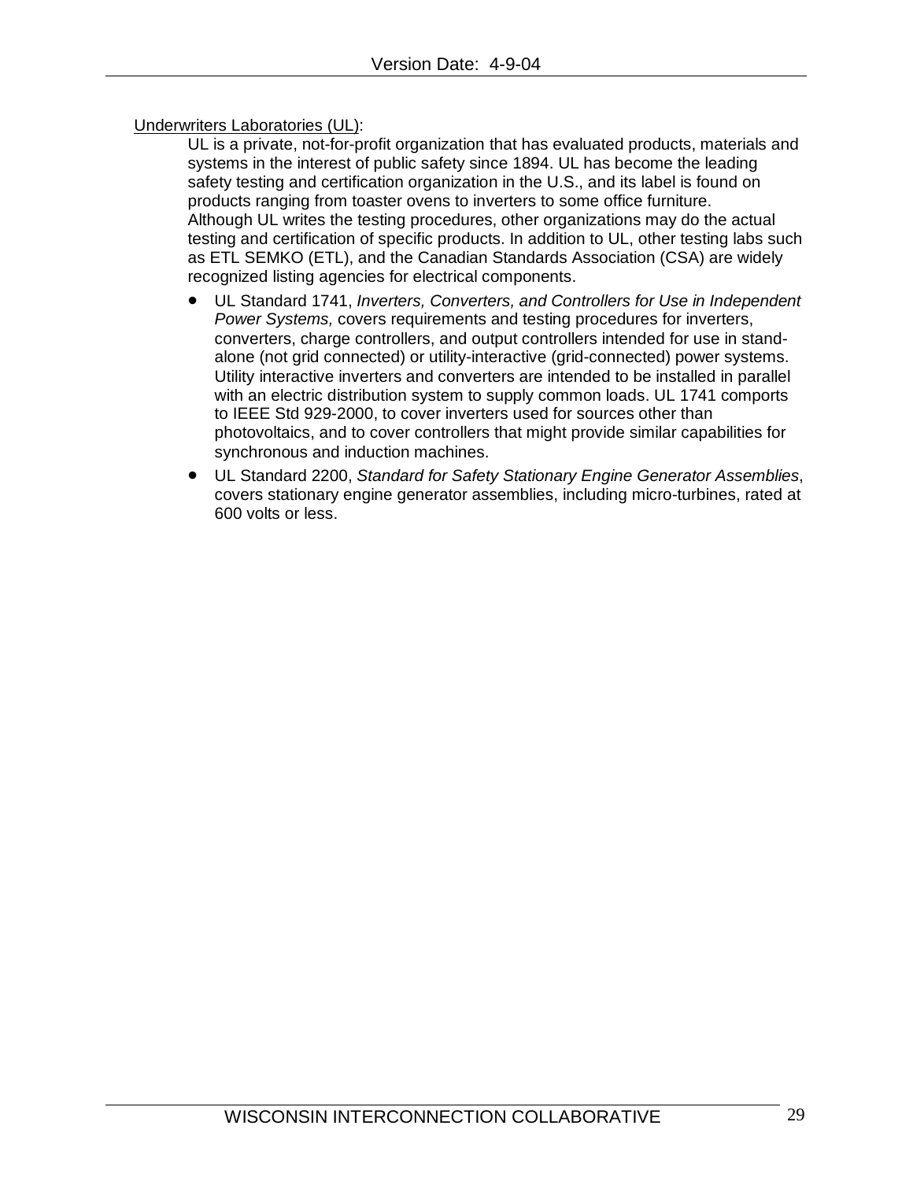Underwriters Laboratories (UL):

UL is a private, not-for-profit organization that has evaluated products, materials and systems in the interest of public safety since 1894. UL has become the leading safety testing and certification organization in the U.S., and its label is found on products ranging from toaster ovens to inverters to some office furniture. Although UL writes the testing procedures, other organizations may do the actual testing and certification of specific products. In addition to UL, other testing labs such as ETL SEMKO (ETL), and the Canadian Standards Association (CSA) are widely recognized listing agencies for electrical components.

- UL Standard 1741, *Inverters, Converters, and Controllers for Use in Independent Power Systems,* covers requirements and testing procedures for inverters, converters, charge controllers, and output controllers intended for use in stand-alone (not grid connected) or utility-interactive (grid-connected) power systems. Utility interactive inverters and converters are intended to be installed in parallel with an electric distribution system to supply common loads. UL 1741 comports to IEEE Std 929-2000, to cover inverters used for sources other than photovoltaics, and to cover controllers that might provide similar capabilities for synchronous and induction machines.
- UL Standard 2200, *Standard for Safety Stationary Engine Generator Assemblies*, covers stationary engine generator assemblies, including micro-turbines, rated at 600 volts or less.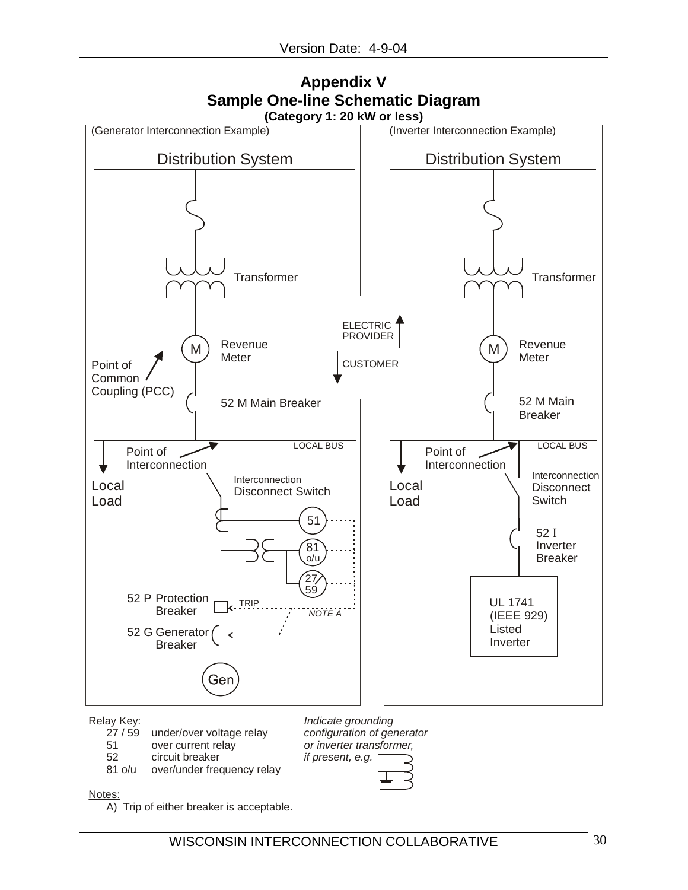# Appendix V

## Sample One-line Schematic Diagram

**(Category 1: 20 kW or less)**

(Generator Interconnection Example)

Distribution System

Transformer

Revenue Meter

Point of Common Coupling (PCC)

52 M Main Breaker

LOCAL BUS

Point of Interconnection

Local Load

Interconnection Disconnect Switch

51

81 o/u

27/59

52 P Protection Breaker

TRIP

NOTE A

52 G Generator Breaker

Gen

ELECTRIC PROVIDER

CUSTOMER

(Inverter Interconnection Example)

Distribution System

Transformer

Revenue Meter

52 M Main Breaker

LOCAL BUS

Point of Interconnection

Local Load

Interconnection Disconnect Switch

52 I Inverter Breaker

UL 1741 (IEEE 929) Listed Inverter

Relay Key:

| | |
|---|---|
| 27 / 59 | under/over voltage relay |
| 51 | over current relay |
| 52 | circuit breaker |
| 81 o/u | over/under frequency relay |

*Indicate grounding configuration of generator or inverter transformer, if present, e.g.*

Notes:

A) Trip of either breaker is acceptable.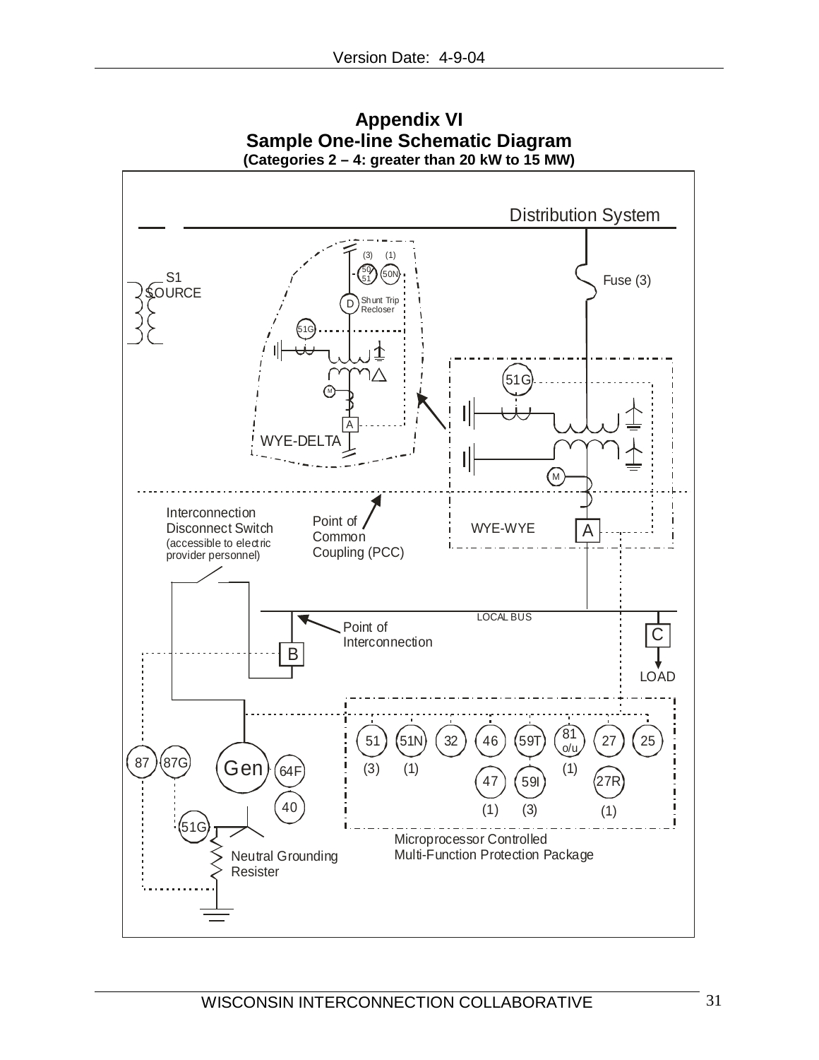# Appendix VI
## Sample One-line Schematic Diagram
### (Categories 2 – 4: greater than 20 kW to 15 MW)

Distribution System

S1
SOURCE

Fuse (3)

(3) (1)
50/51
50N
D Shunt Trip Recloser
51G
M
A
WYE-DELTA

51G
M
A
WYE-WYE

Interconnection Disconnect Switch
(accessible to electric provider personnel)

Point of Common Coupling (PCC)

LOCAL BUS

Point of Interconnection

B

C
LOAD

51 (3)
51N (1)
32
46
59T
81 o/u (1)
27
25
47 (1)
59I (3)
27R (1)

87
87G
Gen
64F
40
51G

Neutral Grounding Resister

Microprocessor Controlled
Multi-Function Protection Package